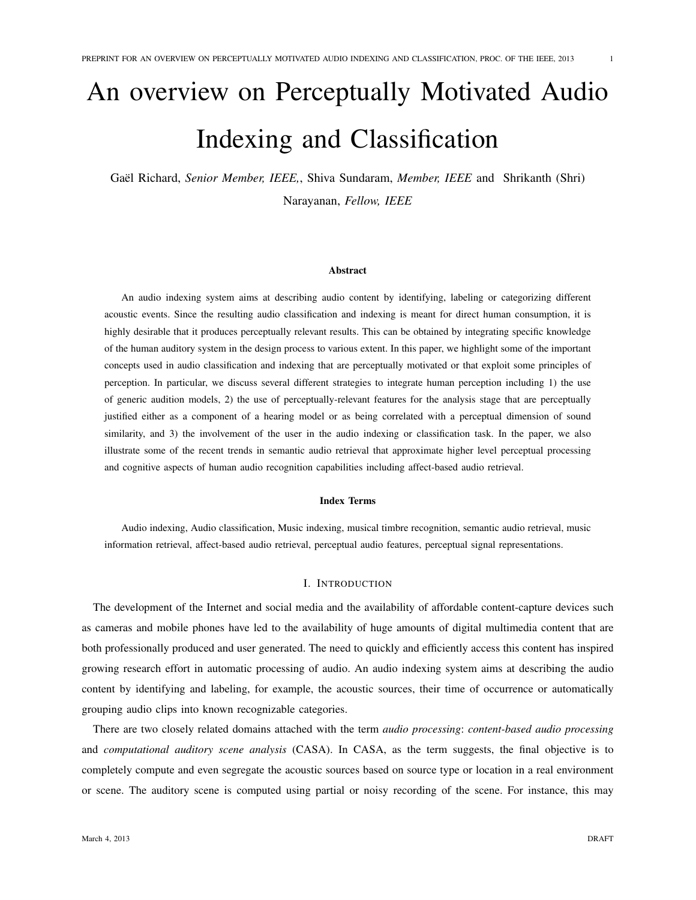# An overview on Perceptually Motivated Audio Indexing and Classification

Gaël Richard, *Senior Member, IEEE,*, Shiva Sundaram, *Member, IEEE* and Shrikanth (Shri) Narayanan, *Fellow, IEEE*

### Abstract

An audio indexing system aims at describing audio content by identifying, labeling or categorizing different acoustic events. Since the resulting audio classification and indexing is meant for direct human consumption, it is highly desirable that it produces perceptually relevant results. This can be obtained by integrating specific knowledge of the human auditory system in the design process to various extent. In this paper, we highlight some of the important concepts used in audio classification and indexing that are perceptually motivated or that exploit some principles of perception. In particular, we discuss several different strategies to integrate human perception including 1) the use of generic audition models, 2) the use of perceptually-relevant features for the analysis stage that are perceptually justified either as a component of a hearing model or as being correlated with a perceptual dimension of sound similarity, and 3) the involvement of the user in the audio indexing or classification task. In the paper, we also illustrate some of the recent trends in semantic audio retrieval that approximate higher level perceptual processing and cognitive aspects of human audio recognition capabilities including affect-based audio retrieval.

### Index Terms

Audio indexing, Audio classification, Music indexing, musical timbre recognition, semantic audio retrieval, music information retrieval, affect-based audio retrieval, perceptual audio features, perceptual signal representations.

## I. Introduction

The development of the Internet and social media and the availability of affordable content-capture devices such as cameras and mobile phones have led to the availability of huge amounts of digital multimedia content that are both professionally produced and user generated. The need to quickly and efficiently access this content has inspired growing research effort in automatic processing of audio. An audio indexing system aims at describing the audio content by identifying and labeling, for example, the acoustic sources, their time of occurrence or automatically grouping audio clips into known recognizable categories.

There are two closely related domains attached with the term *audio processing*: *content-based audio processing* and *computational auditory scene analysis* (CASA). In CASA, as the term suggests, the final objective is to completely compute and even segregate the acoustic sources based on source type or location in a real environment or scene. The auditory scene is computed using partial or noisy recording of the scene. For instance, this may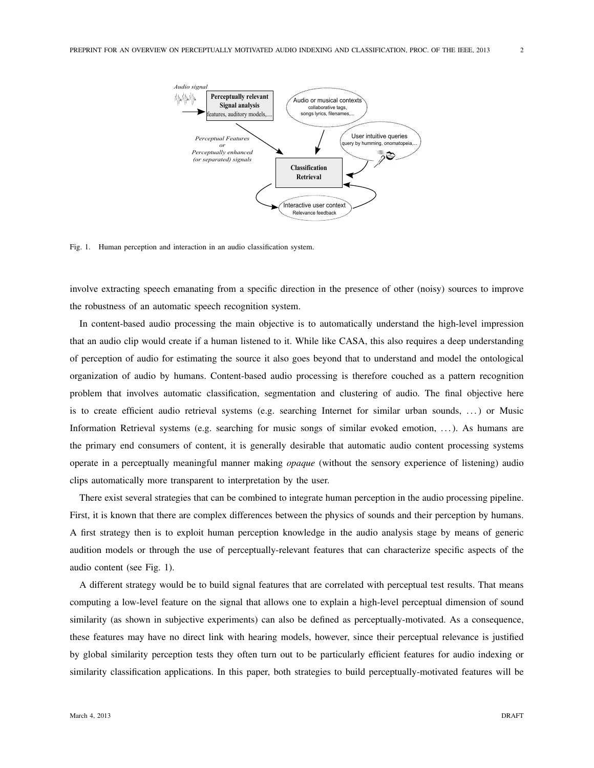Fig. 1. Human perception and interaction in an audio classification system.

involve extracting speech emanating from a specific direction in the presence of other (noisy) sources to improve the robustness of an automatic speech recognition system.

In content-based audio processing the main objective is to automatically understand the high-level impression that an audio clip would create if a human listened to it. While like CASA, this also requires a deep understanding of perception of audio for estimating the source it also goes beyond that to understand and model the ontological organization of audio by humans. Content-based audio processing is therefore couched as a pattern recognition problem that involves automatic classification, segmentation and clustering of audio. The final objective here is to create efficient audio retrieval systems (e.g. searching Internet for similar urban sounds, ...) or Music Information Retrieval systems (e.g. searching for music songs of similar evoked emotion, ...). As humans are the primary end consumers of content, it is generally desirable that automatic audio content processing systems operate in a perceptually meaningful manner making *opaque* (without the sensory experience of listening) audio clips automatically more transparent to interpretation by the user.

There exist several strategies that can be combined to integrate human perception in the audio processing pipeline. First, it is known that there are complex differences between the physics of sounds and their perception by humans. A first strategy then is to exploit human perception knowledge in the audio analysis stage by means of generic audition models or through the use of perceptually-relevant features that can characterize specific aspects of the audio content (see Fig. 1).

A different strategy would be to build signal features that are correlated with perceptual test results. That means computing a low-level feature on the signal that allows one to explain a high-level perceptual dimension of sound similarity (as shown in subjective experiments) can also be defined as perceptually-motivated. As a consequence, these features may have no direct link with hearing models, however, since their perceptual relevance is justified by global similarity perception tests they often turn out to be particularly efficient features for audio indexing or similarity classification applications. In this paper, both strategies to build perceptually-motivated features will be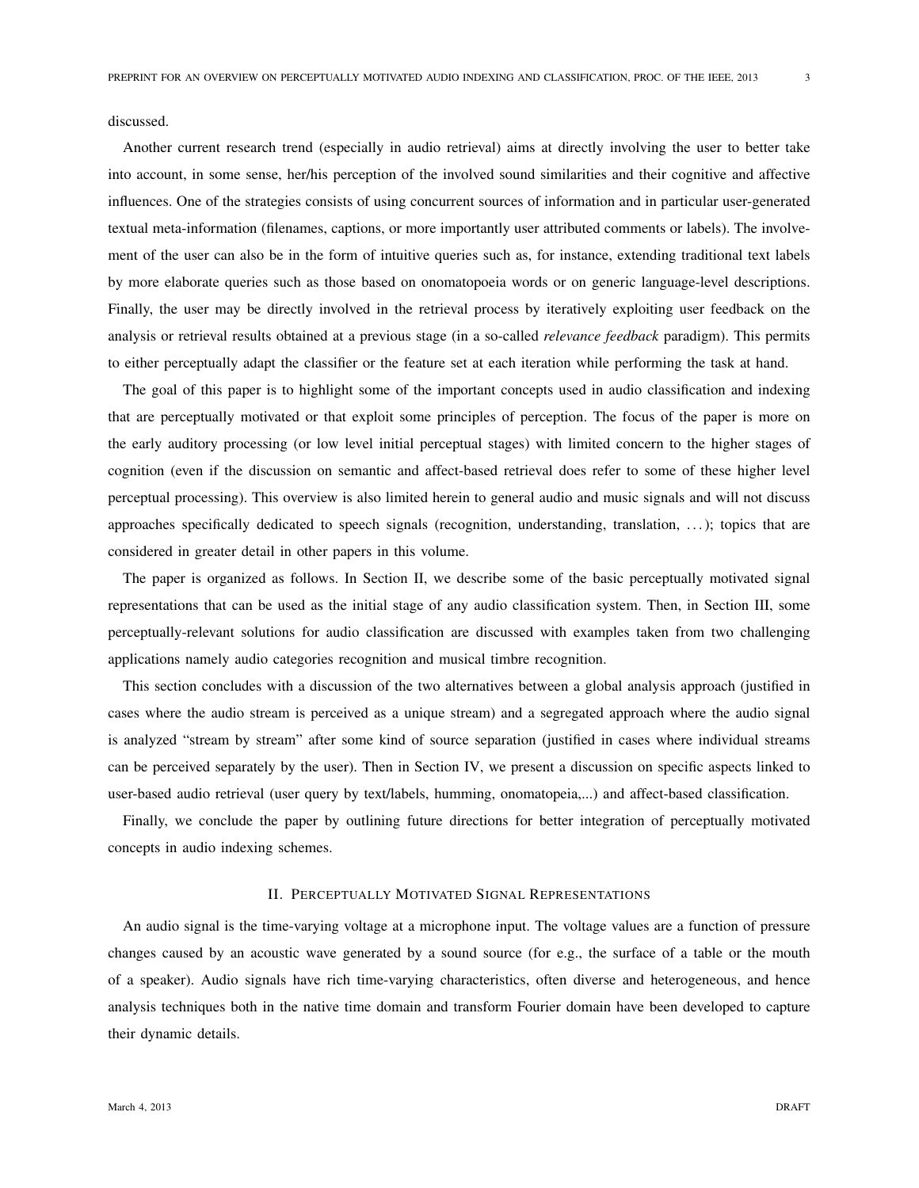discussed.

Another current research trend (especially in audio retrieval) aims at directly involving the user to better take into account, in some sense, her/his perception of the involved sound similarities and their cognitive and affective influences. One of the strategies consists of using concurrent sources of information and in particular user-generated textual meta-information (filenames, captions, or more importantly user attributed comments or labels). The involvement of the user can also be in the form of intuitive queries such as, for instance, extending traditional text labels by more elaborate queries such as those based on onomatopoeia words or on generic language-level descriptions. Finally, the user may be directly involved in the retrieval process by iteratively exploiting user feedback on the analysis or retrieval results obtained at a previous stage (in a so-called *relevance feedback* paradigm). This permits to either perceptually adapt the classifier or the feature set at each iteration while performing the task at hand.

The goal of this paper is to highlight some of the important concepts used in audio classification and indexing that are perceptually motivated or that exploit some principles of perception. The focus of the paper is more on the early auditory processing (or low level initial perceptual stages) with limited concern to the higher stages of cognition (even if the discussion on semantic and affect-based retrieval does refer to some of these higher level perceptual processing). This overview is also limited herein to general audio and music signals and will not discuss approaches specifically dedicated to speech signals (recognition, understanding, translation, ...); topics that are considered in greater detail in other papers in this volume.

The paper is organized as follows. In Section II, we describe some of the basic perceptually motivated signal representations that can be used as the initial stage of any audio classification system. Then, in Section III, some perceptually-relevant solutions for audio classification are discussed with examples taken from two challenging applications namely audio categories recognition and musical timbre recognition.

This section concludes with a discussion of the two alternatives between a global analysis approach (justified in cases where the audio stream is perceived as a unique stream) and a segregated approach where the audio signal is analyzed "stream by stream" after some kind of source separation (justified in cases where individual streams can be perceived separately by the user). Then in Section IV, we present a discussion on specific aspects linked to user-based audio retrieval (user query by text/labels, humming, onomatopeia,...) and affect-based classification.

Finally, we conclude the paper by outlining future directions for better integration of perceptually motivated concepts in audio indexing schemes.

## II. Perceptually Motivated Signal Representations

An audio signal is the time-varying voltage at a microphone input. The voltage values are a function of pressure changes caused by an acoustic wave generated by a sound source (for e.g., the surface of a table or the mouth of a speaker). Audio signals have rich time-varying characteristics, often diverse and heterogeneous, and hence analysis techniques both in the native time domain and transform Fourier domain have been developed to capture their dynamic details.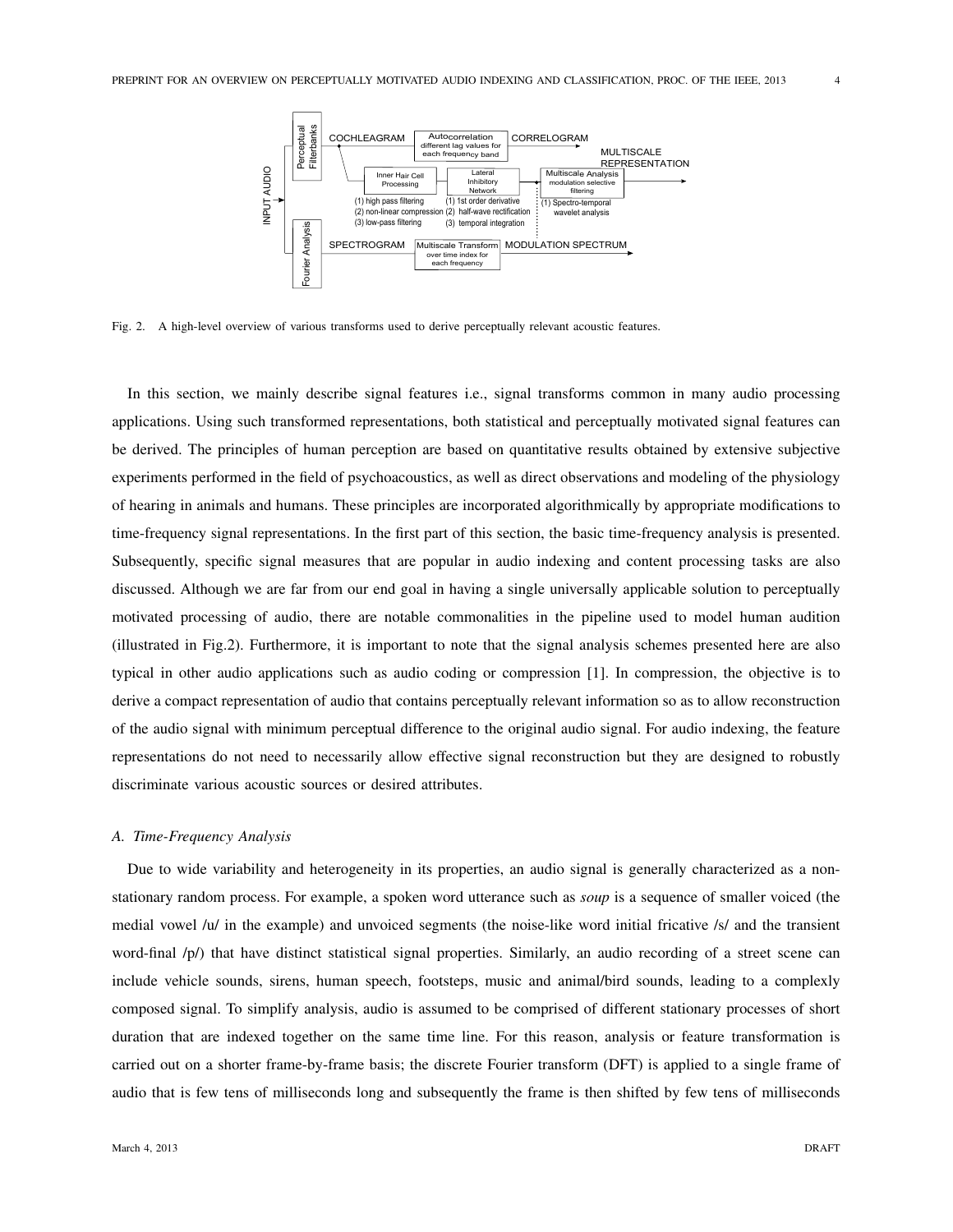Fig. 2. A high-level overview of various transforms used to derive perceptually relevant acoustic features.

In this section, we mainly describe signal features i.e., signal transforms common in many audio processing applications. Using such transformed representations, both statistical and perceptually motivated signal features can be derived. The principles of human perception are based on quantitative results obtained by extensive subjective experiments performed in the field of psychoacoustics, as well as direct observations and modeling of the physiology of hearing in animals and humans. These principles are incorporated algorithmically by appropriate modifications to time-frequency signal representations. In the first part of this section, the basic time-frequency analysis is presented. Subsequently, specific signal measures that are popular in audio indexing and content processing tasks are also discussed. Although we are far from our end goal in having a single universally applicable solution to perceptually motivated processing of audio, there are notable commonalities in the pipeline used to model human audition (illustrated in Fig.2). Furthermore, it is important to note that the signal analysis schemes presented here are also typical in other audio applications such as audio coding or compression [1]. In compression, the objective is to derive a compact representation of audio that contains perceptually relevant information so as to allow reconstruction of the audio signal with minimum perceptual difference to the original audio signal. For audio indexing, the feature representations do not need to necessarily allow effective signal reconstruction but they are designed to robustly discriminate various acoustic sources or desired attributes.

### A. Time-Frequency Analysis

Due to wide variability and heterogeneity in its properties, an audio signal is generally characterized as a non-stationary random process. For example, a spoken word utterance such as *soup* is a sequence of smaller voiced (the medial vowel /u/ in the example) and unvoiced segments (the noise-like word initial fricative /s/ and the transient word-final /p/) that have distinct statistical signal properties. Similarly, an audio recording of a street scene can include vehicle sounds, sirens, human speech, footsteps, music and animal/bird sounds, leading to a complexly composed signal. To simplify analysis, audio is assumed to be comprised of different stationary processes of short duration that are indexed together on the same time line. For this reason, analysis or feature transformation is carried out on a shorter frame-by-frame basis; the discrete Fourier transform (DFT) is applied to a single frame of audio that is few tens of milliseconds long and subsequently the frame is then shifted by few tens of milliseconds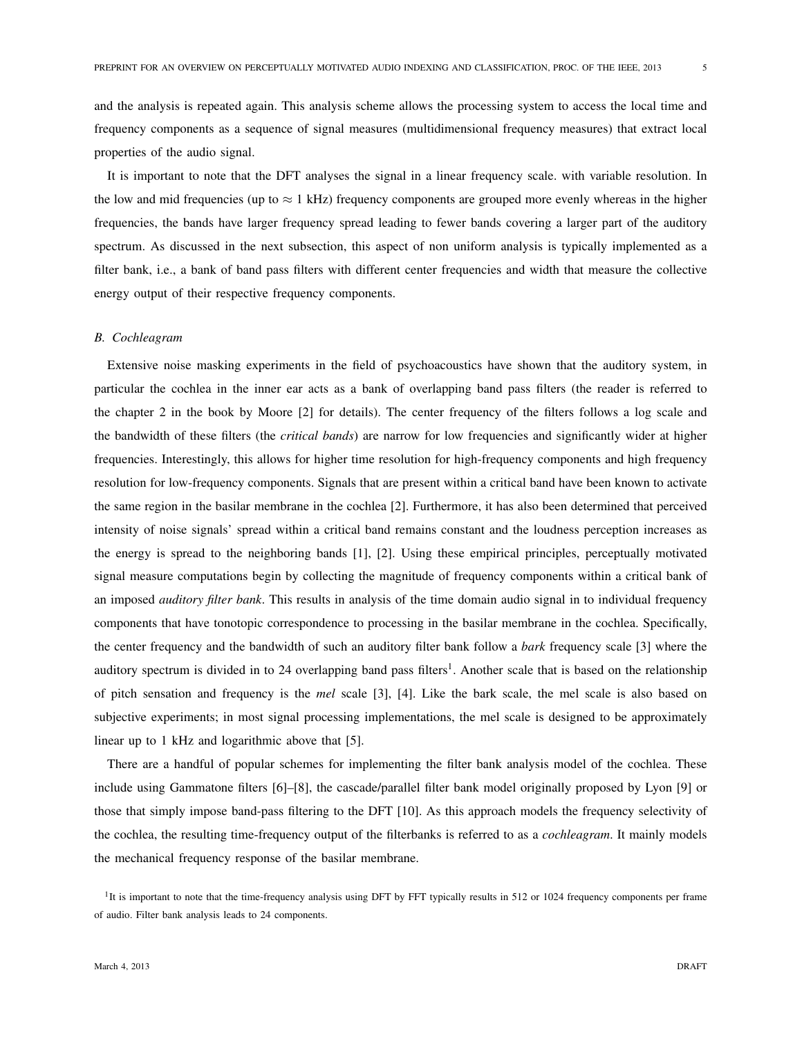and the analysis is repeated again. This analysis scheme allows the processing system to access the local time and frequency components as a sequence of signal measures (multidimensional frequency measures) that extract local properties of the audio signal.

It is important to note that the DFT analyses the signal in a linear frequency scale. with variable resolution. In the low and mid frequencies (up to $\approx 1$ kHz) frequency components are grouped more evenly whereas in the higher frequencies, the bands have larger frequency spread leading to fewer bands covering a larger part of the auditory spectrum. As discussed in the next subsection, this aspect of non uniform analysis is typically implemented as a filter bank, i.e., a bank of band pass filters with different center frequencies and width that measure the collective energy output of their respective frequency components.

### B. Cochleagram

Extensive noise masking experiments in the field of psychoacoustics have shown that the auditory system, in particular the cochlea in the inner ear acts as a bank of overlapping band pass filters (the reader is referred to the chapter 2 in the book by Moore [2] for details). The center frequency of the filters follows a log scale and the bandwidth of these filters (the *critical bands*) are narrow for low frequencies and significantly wider at higher frequencies. Interestingly, this allows for higher time resolution for high-frequency components and high frequency resolution for low-frequency components. Signals that are present within a critical band have been known to activate the same region in the basilar membrane in the cochlea [2]. Furthermore, it has also been determined that perceived intensity of noise signals' spread within a critical band remains constant and the loudness perception increases as the energy is spread to the neighboring bands [1], [2]. Using these empirical principles, perceptually motivated signal measure computations begin by collecting the magnitude of frequency components within a critical bank of an imposed *auditory filter bank*. This results in analysis of the time domain audio signal in to individual frequency components that have tonotopic correspondence to processing in the basilar membrane in the cochlea. Specifically, the center frequency and the bandwidth of such an auditory filter bank follow a *bark* frequency scale [3] where the auditory spectrum is divided in to 24 overlapping band pass filters[1]. Another scale that is based on the relationship of pitch sensation and frequency is the *mel* scale [3], [4]. Like the bark scale, the mel scale is also based on subjective experiments; in most signal processing implementations, the mel scale is designed to be approximately linear up to 1 kHz and logarithmic above that [5].

There are a handful of popular schemes for implementing the filter bank analysis model of the cochlea. These include using Gammatone filters [6]–[8], the cascade/parallel filter bank model originally proposed by Lyon [9] or those that simply impose band-pass filtering to the DFT [10]. As this approach models the frequency selectivity of the cochlea, the resulting time-frequency output of the filterbanks is referred to as a *cochleagram*. It mainly models the mechanical frequency response of the basilar membrane.

[1] It is important to note that the time-frequency analysis using DFT by FFT typically results in 512 or 1024 frequency components per frame of audio. Filter bank analysis leads to 24 components.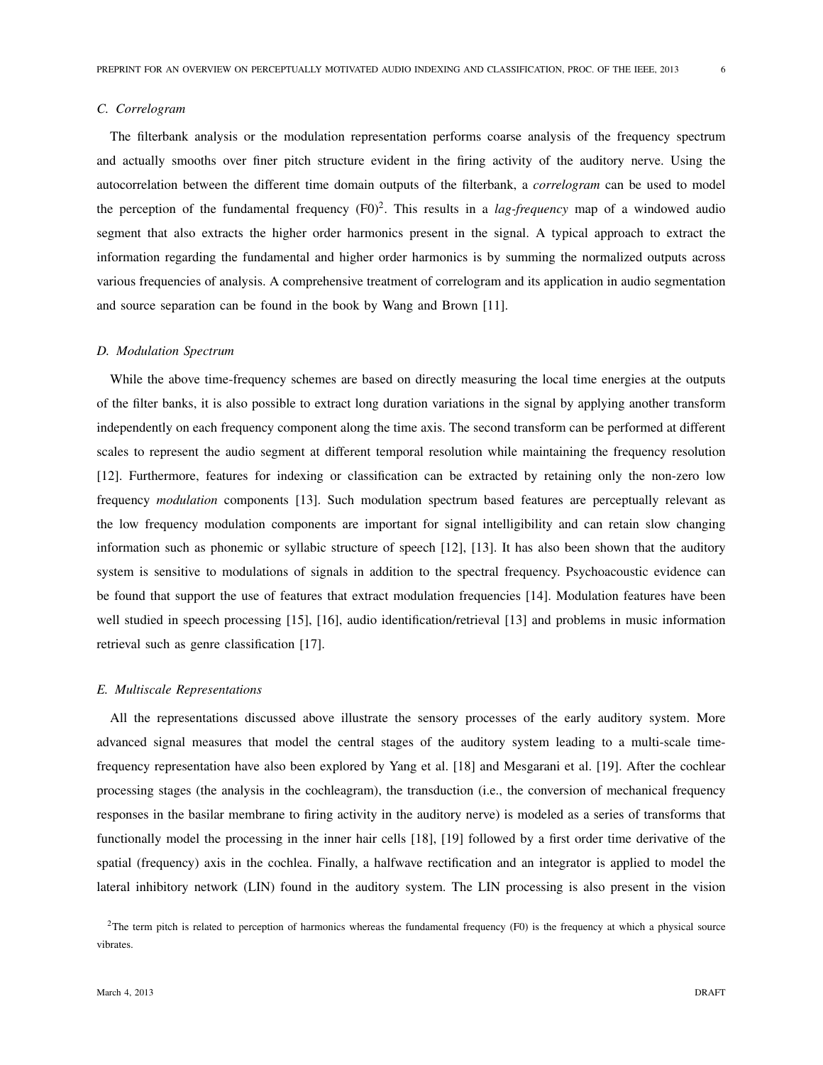### C. Correlogram

The filterbank analysis or the modulation representation performs coarse analysis of the frequency spectrum and actually smooths over finer pitch structure evident in the firing activity of the auditory nerve. Using the autocorrelation between the different time domain outputs of the filterbank, a *correlogram* can be used to model the perception of the fundamental frequency (F0)[2]. This results in a *lag-frequency* map of a windowed audio segment that also extracts the higher order harmonics present in the signal. A typical approach to extract the information regarding the fundamental and higher order harmonics is by summing the normalized outputs across various frequencies of analysis. A comprehensive treatment of correlogram and its application in audio segmentation and source separation can be found in the book by Wang and Brown [11].

### D. Modulation Spectrum

While the above time-frequency schemes are based on directly measuring the local time energies at the outputs of the filter banks, it is also possible to extract long duration variations in the signal by applying another transform independently on each frequency component along the time axis. The second transform can be performed at different scales to represent the audio segment at different temporal resolution while maintaining the frequency resolution [12]. Furthermore, features for indexing or classification can be extracted by retaining only the non-zero low frequency *modulation* components [13]. Such modulation spectrum based features are perceptually relevant as the low frequency modulation components are important for signal intelligibility and can retain slow changing information such as phonemic or syllabic structure of speech [12], [13]. It has also been shown that the auditory system is sensitive to modulations of signals in addition to the spectral frequency. Psychoacoustic evidence can be found that support the use of features that extract modulation frequencies [14]. Modulation features have been well studied in speech processing [15], [16], audio identification/retrieval [13] and problems in music information retrieval such as genre classification [17].

### E. Multiscale Representations

All the representations discussed above illustrate the sensory processes of the early auditory system. More advanced signal measures that model the central stages of the auditory system leading to a multi-scale time-frequency representation have also been explored by Yang et al. [18] and Mesgarani et al. [19]. After the cochlear processing stages (the analysis in the cochleagram), the transduction (i.e., the conversion of mechanical frequency responses in the basilar membrane to firing activity in the auditory nerve) is modeled as a series of transforms that functionally model the processing in the inner hair cells [18], [19] followed by a first order time derivative of the spatial (frequency) axis in the cochlea. Finally, a halfwave rectification and an integrator is applied to model the lateral inhibitory network (LIN) found in the auditory system. The LIN processing is also present in the vision

[2]The term pitch is related to perception of harmonics whereas the fundamental frequency (F0) is the frequency at which a physical source vibrates.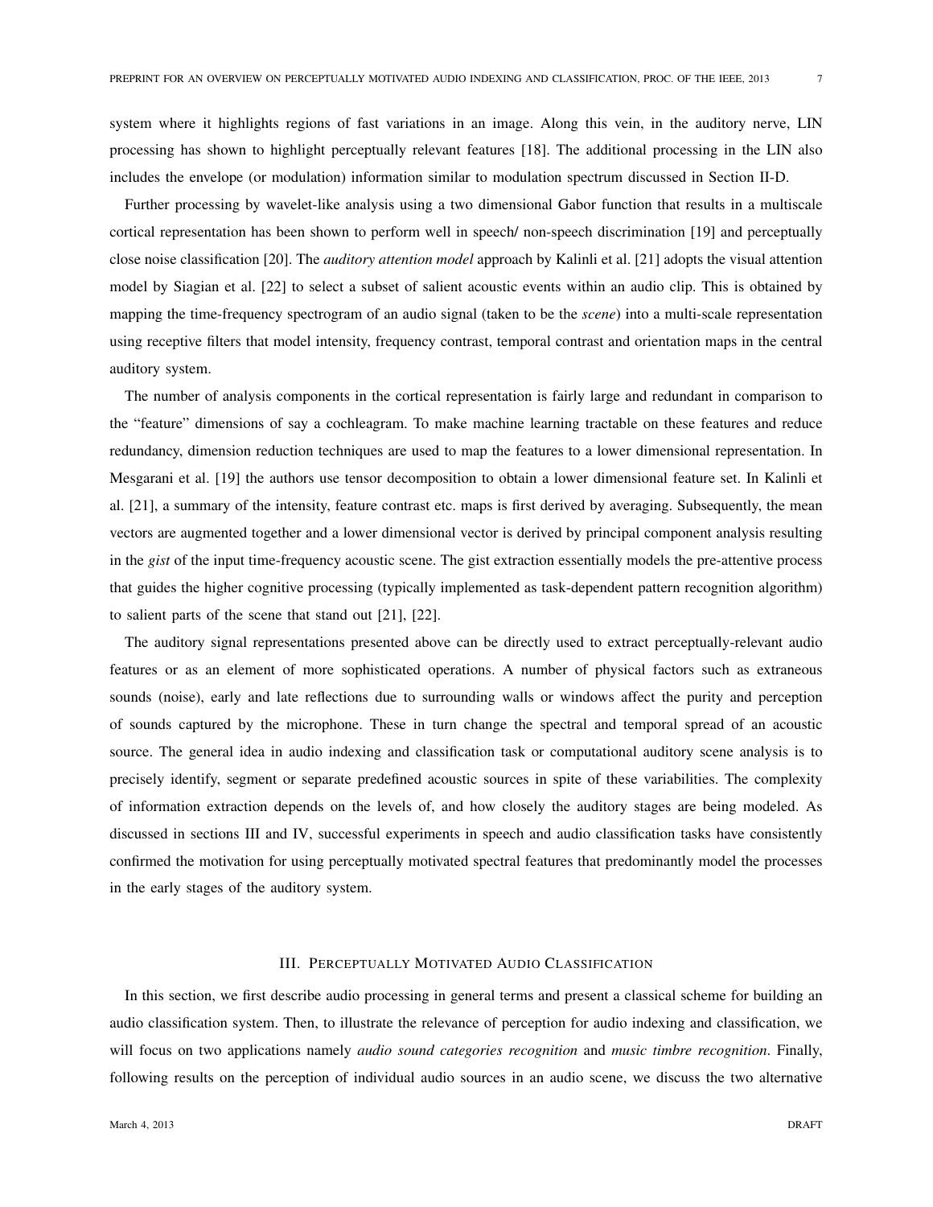system where it highlights regions of fast variations in an image. Along this vein, in the auditory nerve, LIN processing has shown to highlight perceptually relevant features [18]. The additional processing in the LIN also includes the envelope (or modulation) information similar to modulation spectrum discussed in Section II-D.

Further processing by wavelet-like analysis using a two dimensional Gabor function that results in a multiscale cortical representation has been shown to perform well in speech/ non-speech discrimination [19] and perceptually close noise classification [20]. The *auditory attention model* approach by Kalinli et al. [21] adopts the visual attention model by Siagian et al. [22] to select a subset of salient acoustic events within an audio clip. This is obtained by mapping the time-frequency spectrogram of an audio signal (taken to be the *scene*) into a multi-scale representation using receptive filters that model intensity, frequency contrast, temporal contrast and orientation maps in the central auditory system.

The number of analysis components in the cortical representation is fairly large and redundant in comparison to the "feature" dimensions of say a cochleagram. To make machine learning tractable on these features and reduce redundancy, dimension reduction techniques are used to map the features to a lower dimensional representation. In Mesgarani et al. [19] the authors use tensor decomposition to obtain a lower dimensional feature set. In Kalinli et al. [21], a summary of the intensity, feature contrast etc. maps is first derived by averaging. Subsequently, the mean vectors are augmented together and a lower dimensional vector is derived by principal component analysis resulting in the *gist* of the input time-frequency acoustic scene. The gist extraction essentially models the pre-attentive process that guides the higher cognitive processing (typically implemented as task-dependent pattern recognition algorithm) to salient parts of the scene that stand out [21], [22].

The auditory signal representations presented above can be directly used to extract perceptually-relevant audio features or as an element of more sophisticated operations. A number of physical factors such as extraneous sounds (noise), early and late reflections due to surrounding walls or windows affect the purity and perception of sounds captured by the microphone. These in turn change the spectral and temporal spread of an acoustic source. The general idea in audio indexing and classification task or computational auditory scene analysis is to precisely identify, segment or separate predefined acoustic sources in spite of these variabilities. The complexity of information extraction depends on the levels of, and how closely the auditory stages are being modeled. As discussed in sections III and IV, successful experiments in speech and audio classification tasks have consistently confirmed the motivation for using perceptually motivated spectral features that predominantly model the processes in the early stages of the auditory system.

## III. Perceptually Motivated Audio Classification

In this section, we first describe audio processing in general terms and present a classical scheme for building an audio classification system. Then, to illustrate the relevance of perception for audio indexing and classification, we will focus on two applications namely *audio sound categories recognition* and *music timbre recognition*. Finally, following results on the perception of individual audio sources in an audio scene, we discuss the two alternative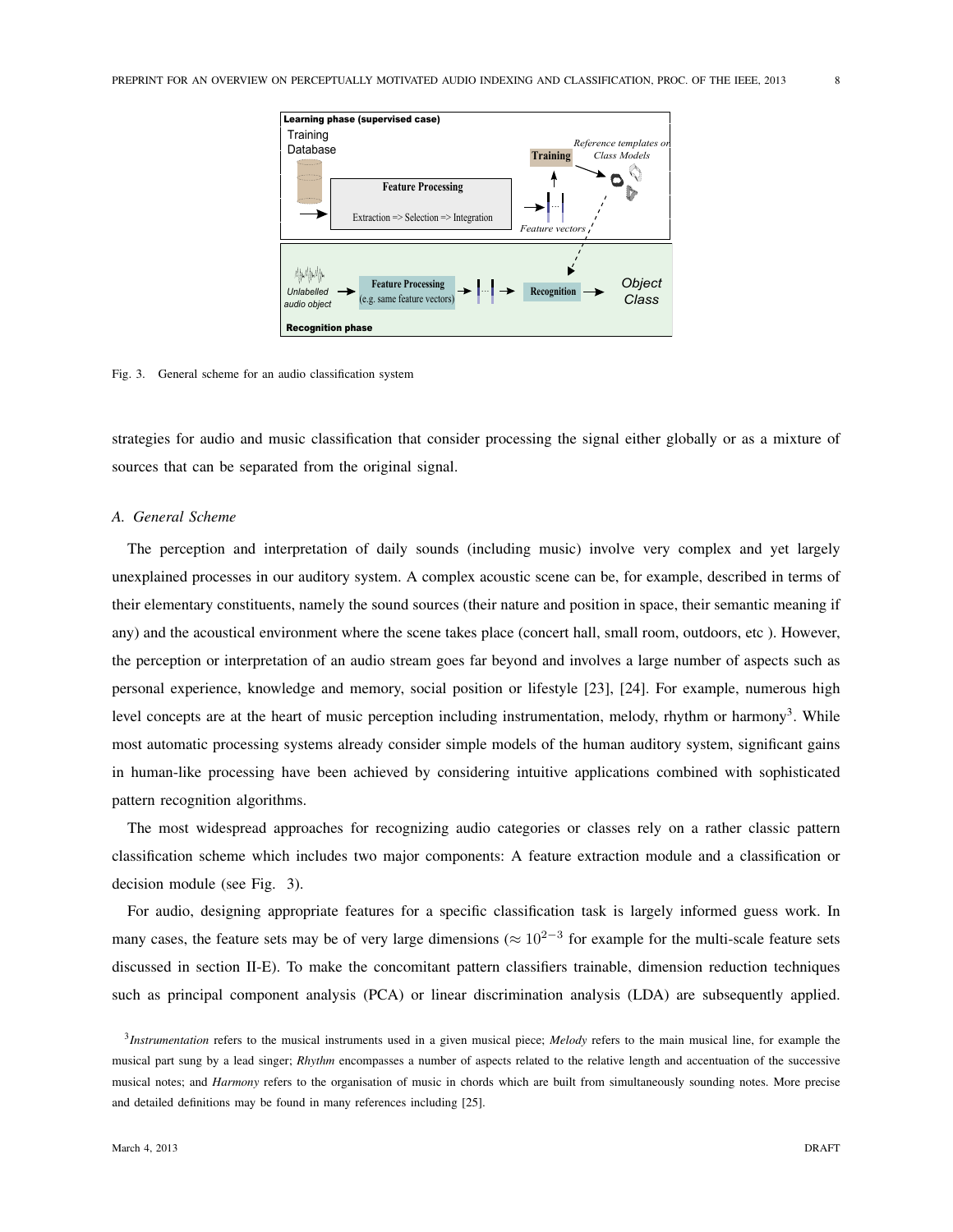Fig. 3. General scheme for an audio classification system

strategies for audio and music classification that consider processing the signal either globally or as a mixture of sources that can be separated from the original signal.

### A. General Scheme

The perception and interpretation of daily sounds (including music) involve very complex and yet largely unexplained processes in our auditory system. A complex acoustic scene can be, for example, described in terms of their elementary constituents, namely the sound sources (their nature and position in space, their semantic meaning if any) and the acoustical environment where the scene takes place (concert hall, small room, outdoors, etc ). However, the perception or interpretation of an audio stream goes far beyond and involves a large number of aspects such as personal experience, knowledge and memory, social position or lifestyle [23], [24]. For example, numerous high level concepts are at the heart of music perception including instrumentation, melody, rhythm or harmony[3]. While most automatic processing systems already consider simple models of the human auditory system, significant gains in human-like processing have been achieved by considering intuitive applications combined with sophisticated pattern recognition algorithms.

The most widespread approaches for recognizing audio categories or classes rely on a rather classic pattern classification scheme which includes two major components: A feature extraction module and a classification or decision module (see Fig. 3).

For audio, designing appropriate features for a specific classification task is largely informed guess work. In many cases, the feature sets may be of very large dimensions ($\approx 10^{2-3}$ for example for the multi-scale feature sets discussed in section II-E). To make the concomitant pattern classifiers trainable, dimension reduction techniques such as principal component analysis (PCA) or linear discrimination analysis (LDA) are subsequently applied.

[3] *Instrumentation* refers to the musical instruments used in a given musical piece; *Melody* refers to the main musical line, for example the musical part sung by a lead singer; *Rhythm* encompasses a number of aspects related to the relative length and accentuation of the successive musical notes; and *Harmony* refers to the organisation of music in chords which are built from simultaneously sounding notes. More precise and detailed definitions may be found in many references including [25].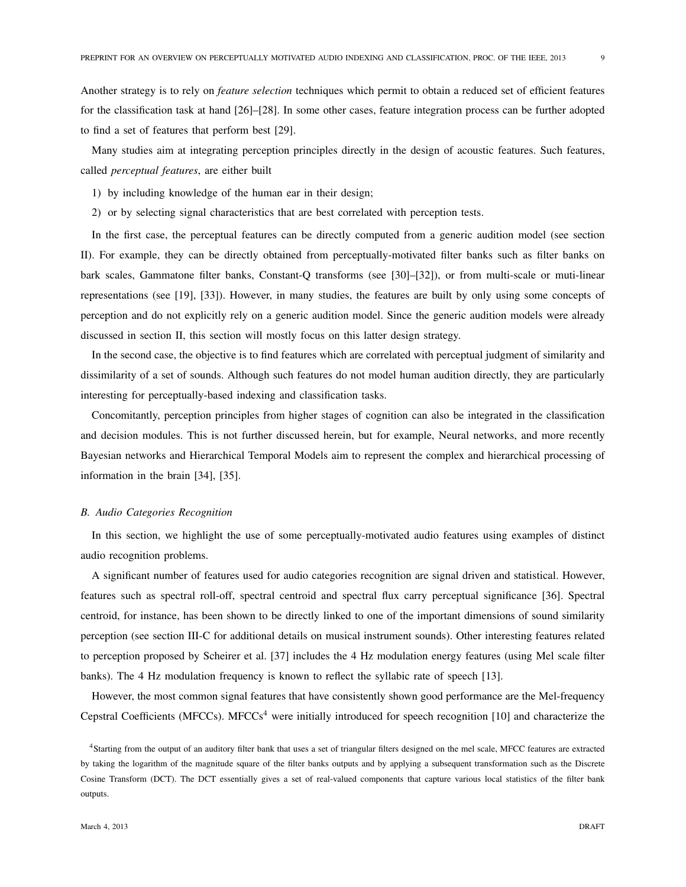Another strategy is to rely on *feature selection* techniques which permit to obtain a reduced set of efficient features for the classification task at hand [26]–[28]. In some other cases, feature integration process can be further adopted to find a set of features that perform best [29].

Many studies aim at integrating perception principles directly in the design of acoustic features. Such features, called *perceptual features*, are either built

1) by including knowledge of the human ear in their design;
2) or by selecting signal characteristics that are best correlated with perception tests.

In the first case, the perceptual features can be directly computed from a generic audition model (see section II). For example, they can be directly obtained from perceptually-motivated filter banks such as filter banks on bark scales, Gammatone filter banks, Constant-Q transforms (see [30]–[32]), or from multi-scale or muti-linear representations (see [19], [33]). However, in many studies, the features are built by only using some concepts of perception and do not explicitly rely on a generic audition model. Since the generic audition models were already discussed in section II, this section will mostly focus on this latter design strategy.

In the second case, the objective is to find features which are correlated with perceptual judgment of similarity and dissimilarity of a set of sounds. Although such features do not model human audition directly, they are particularly interesting for perceptually-based indexing and classification tasks.

Concomitantly, perception principles from higher stages of cognition can also be integrated in the classification and decision modules. This is not further discussed herein, but for example, Neural networks, and more recently Bayesian networks and Hierarchical Temporal Models aim to represent the complex and hierarchical processing of information in the brain [34], [35].

### *B. Audio Categories Recognition*

In this section, we highlight the use of some perceptually-motivated audio features using examples of distinct audio recognition problems.

A significant number of features used for audio categories recognition are signal driven and statistical. However, features such as spectral roll-off, spectral centroid and spectral flux carry perceptual significance [36]. Spectral centroid, for instance, has been shown to be directly linked to one of the important dimensions of sound similarity perception (see section III-C for additional details on musical instrument sounds). Other interesting features related to perception proposed by Scheirer et al. [37] includes the 4 Hz modulation energy features (using Mel scale filter banks). The 4 Hz modulation frequency is known to reflect the syllabic rate of speech [13].

However, the most common signal features that have consistently shown good performance are the Mel-frequency Cepstral Coefficients (MFCCs). MFCCs[4] were initially introduced for speech recognition [10] and characterize the

[4]Starting from the output of an auditory filter bank that uses a set of triangular filters designed on the mel scale, MFCC features are extracted by taking the logarithm of the magnitude square of the filter banks outputs and by applying a subsequent transformation such as the Discrete Cosine Transform (DCT). The DCT essentially gives a set of real-valued components that capture various local statistics of the filter bank outputs.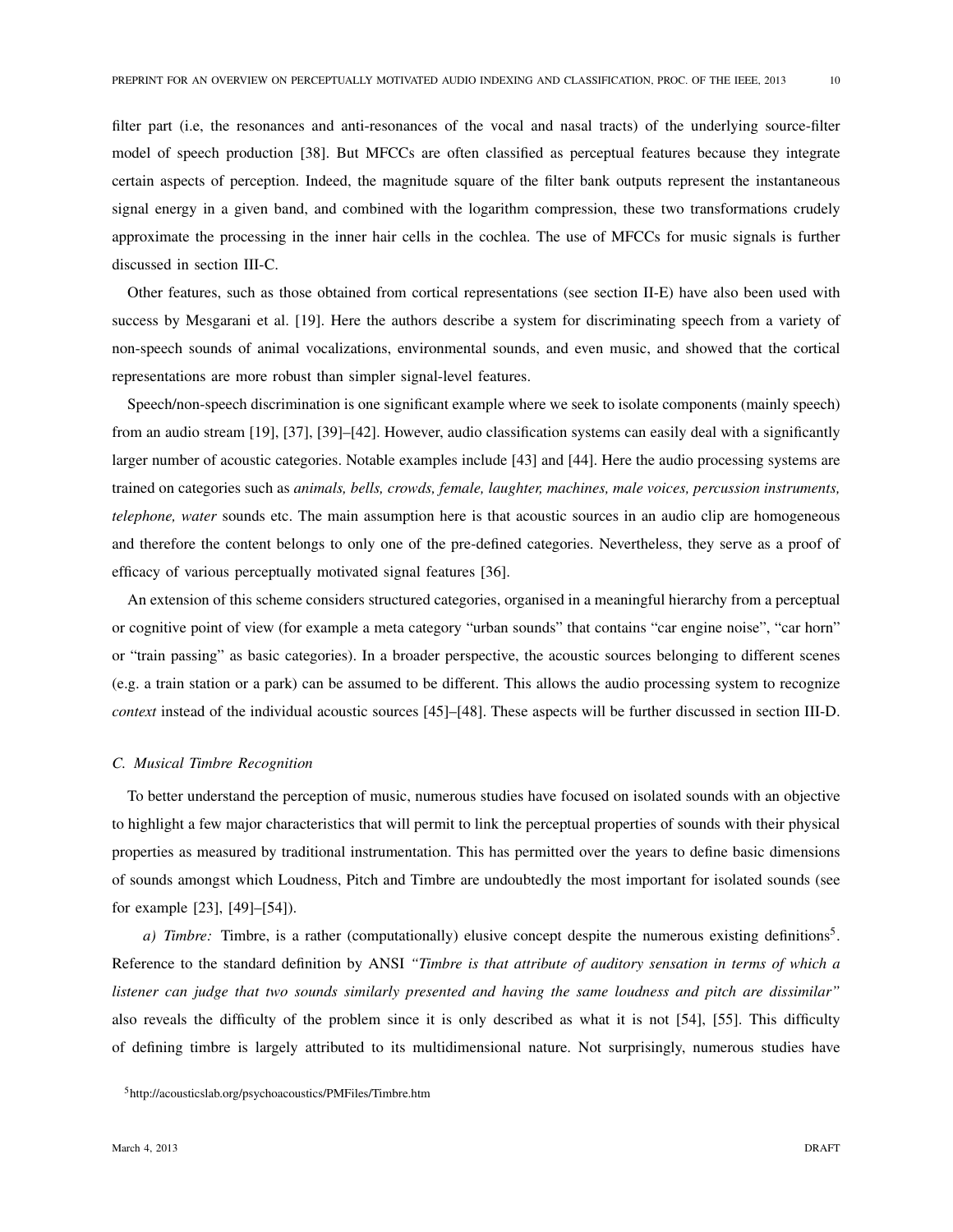filter part (i.e, the resonances and anti-resonances of the vocal and nasal tracts) of the underlying source-filter model of speech production [38]. But MFCCs are often classified as perceptual features because they integrate certain aspects of perception. Indeed, the magnitude square of the filter bank outputs represent the instantaneous signal energy in a given band, and combined with the logarithm compression, these two transformations crudely approximate the processing in the inner hair cells in the cochlea. The use of MFCCs for music signals is further discussed in section III-C.

Other features, such as those obtained from cortical representations (see section II-E) have also been used with success by Mesgarani et al. [19]. Here the authors describe a system for discriminating speech from a variety of non-speech sounds of animal vocalizations, environmental sounds, and even music, and showed that the cortical representations are more robust than simpler signal-level features.

Speech/non-speech discrimination is one significant example where we seek to isolate components (mainly speech) from an audio stream [19], [37], [39]–[42]. However, audio classification systems can easily deal with a significantly larger number of acoustic categories. Notable examples include [43] and [44]. Here the audio processing systems are trained on categories such as *animals, bells, crowds, female, laughter, machines, male voices, percussion instruments, telephone, water* sounds etc. The main assumption here is that acoustic sources in an audio clip are homogeneous and therefore the content belongs to only one of the pre-defined categories. Nevertheless, they serve as a proof of efficacy of various perceptually motivated signal features [36].

An extension of this scheme considers structured categories, organised in a meaningful hierarchy from a perceptual or cognitive point of view (for example a meta category "urban sounds" that contains "car engine noise", "car horn" or "train passing" as basic categories). In a broader perspective, the acoustic sources belonging to different scenes (e.g. a train station or a park) can be assumed to be different. This allows the audio processing system to recognize *context* instead of the individual acoustic sources [45]–[48]. These aspects will be further discussed in section III-D.

### *C. Musical Timbre Recognition*

To better understand the perception of music, numerous studies have focused on isolated sounds with an objective to highlight a few major characteristics that will permit to link the perceptual properties of sounds with their physical properties as measured by traditional instrumentation. This has permitted over the years to define basic dimensions of sounds amongst which Loudness, Pitch and Timbre are undoubtedly the most important for isolated sounds (see for example [23], [49]–[54]).

*a) Timbre:* Timbre, is a rather (computationally) elusive concept despite the numerous existing definitions[5]. Reference to the standard definition by ANSI *"Timbre is that attribute of auditory sensation in terms of which a listener can judge that two sounds similarly presented and having the same loudness and pitch are dissimilar"* also reveals the difficulty of the problem since it is only described as what it is not [54], [55]. This difficulty of defining timbre is largely attributed to its multidimensional nature. Not surprisingly, numerous studies have

[5] http://acousticslab.org/psychoacoustics/PMFiles/Timbre.htm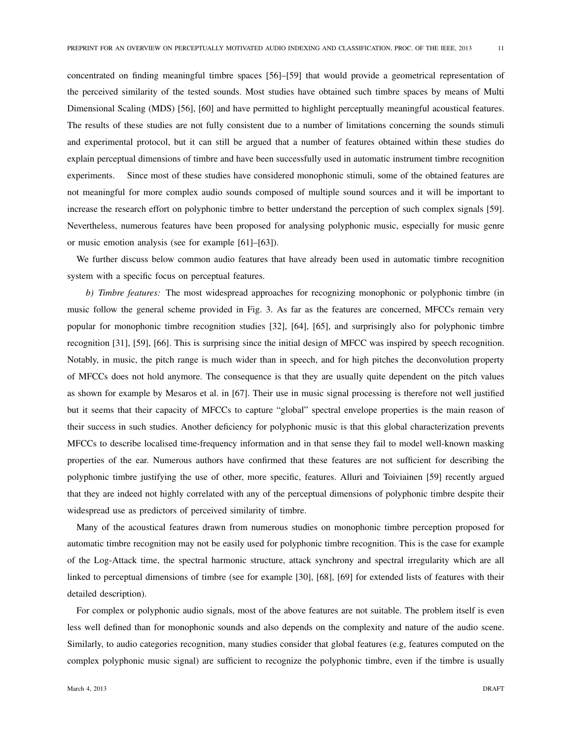concentrated on finding meaningful timbre spaces [56]–[59] that would provide a geometrical representation of the perceived similarity of the tested sounds. Most studies have obtained such timbre spaces by means of Multi Dimensional Scaling (MDS) [56], [60] and have permitted to highlight perceptually meaningful acoustical features. The results of these studies are not fully consistent due to a number of limitations concerning the sounds stimuli and experimental protocol, but it can still be argued that a number of features obtained within these studies do explain perceptual dimensions of timbre and have been successfully used in automatic instrument timbre recognition experiments. Since most of these studies have considered monophonic stimuli, some of the obtained features are not meaningful for more complex audio sounds composed of multiple sound sources and it will be important to increase the research effort on polyphonic timbre to better understand the perception of such complex signals [59]. Nevertheless, numerous features have been proposed for analysing polyphonic music, especially for music genre or music emotion analysis (see for example [61]–[63]).

We further discuss below common audio features that have already been used in automatic timbre recognition system with a specific focus on perceptual features.

*b) Timbre features:* The most widespread approaches for recognizing monophonic or polyphonic timbre (in music follow the general scheme provided in Fig. 3. As far as the features are concerned, MFCCs remain very popular for monophonic timbre recognition studies [32], [64], [65], and surprisingly also for polyphonic timbre recognition [31], [59], [66]. This is surprising since the initial design of MFCC was inspired by speech recognition. Notably, in music, the pitch range is much wider than in speech, and for high pitches the deconvolution property of MFCCs does not hold anymore. The consequence is that they are usually quite dependent on the pitch values as shown for example by Mesaros et al. in [67]. Their use in music signal processing is therefore not well justified but it seems that their capacity of MFCCs to capture "global" spectral envelope properties is the main reason of their success in such studies. Another deficiency for polyphonic music is that this global characterization prevents MFCCs to describe localised time-frequency information and in that sense they fail to model well-known masking properties of the ear. Numerous authors have confirmed that these features are not sufficient for describing the polyphonic timbre justifying the use of other, more specific, features. Alluri and Toiviainen [59] recently argued that they are indeed not highly correlated with any of the perceptual dimensions of polyphonic timbre despite their widespread use as predictors of perceived similarity of timbre.

Many of the acoustical features drawn from numerous studies on monophonic timbre perception proposed for automatic timbre recognition may not be easily used for polyphonic timbre recognition. This is the case for example of the Log-Attack time, the spectral harmonic structure, attack synchrony and spectral irregularity which are all linked to perceptual dimensions of timbre (see for example [30], [68], [69] for extended lists of features with their detailed description).

For complex or polyphonic audio signals, most of the above features are not suitable. The problem itself is even less well defined than for monophonic sounds and also depends on the complexity and nature of the audio scene. Similarly, to audio categories recognition, many studies consider that global features (e.g, features computed on the complex polyphonic music signal) are sufficient to recognize the polyphonic timbre, even if the timbre is usually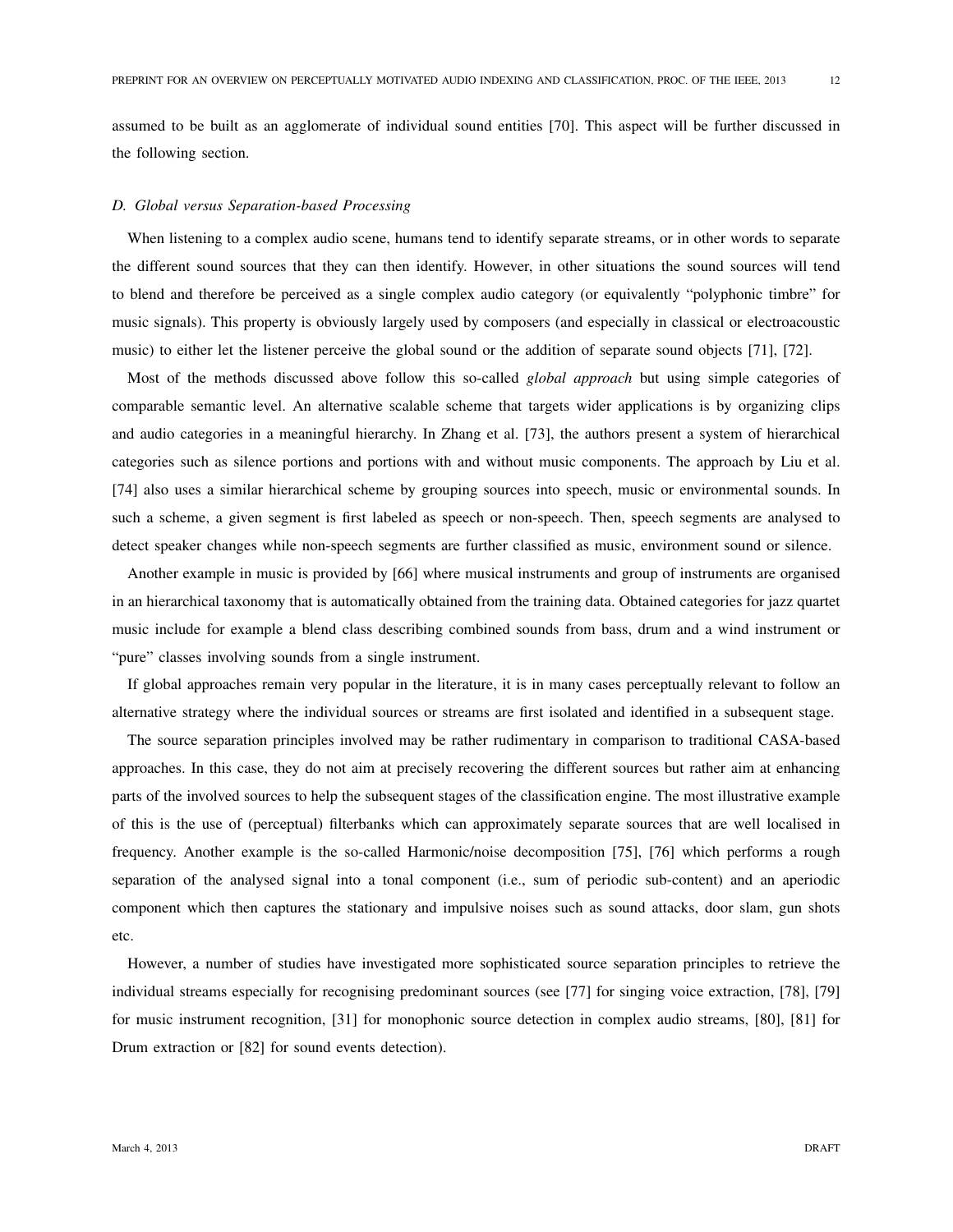assumed to be built as an agglomerate of individual sound entities [70]. This aspect will be further discussed in the following section.

### D. Global versus Separation-based Processing

When listening to a complex audio scene, humans tend to identify separate streams, or in other words to separate the different sound sources that they can then identify. However, in other situations the sound sources will tend to blend and therefore be perceived as a single complex audio category (or equivalently "polyphonic timbre" for music signals). This property is obviously largely used by composers (and especially in classical or electroacoustic music) to either let the listener perceive the global sound or the addition of separate sound objects [71], [72].

Most of the methods discussed above follow this so-called *global approach* but using simple categories of comparable semantic level. An alternative scalable scheme that targets wider applications is by organizing clips and audio categories in a meaningful hierarchy. In Zhang et al. [73], the authors present a system of hierarchical categories such as silence portions and portions with and without music components. The approach by Liu et al. [74] also uses a similar hierarchical scheme by grouping sources into speech, music or environmental sounds. In such a scheme, a given segment is first labeled as speech or non-speech. Then, speech segments are analysed to detect speaker changes while non-speech segments are further classified as music, environment sound or silence.

Another example in music is provided by [66] where musical instruments and group of instruments are organised in an hierarchical taxonomy that is automatically obtained from the training data. Obtained categories for jazz quartet music include for example a blend class describing combined sounds from bass, drum and a wind instrument or "pure" classes involving sounds from a single instrument.

If global approaches remain very popular in the literature, it is in many cases perceptually relevant to follow an alternative strategy where the individual sources or streams are first isolated and identified in a subsequent stage.

The source separation principles involved may be rather rudimentary in comparison to traditional CASA-based approaches. In this case, they do not aim at precisely recovering the different sources but rather aim at enhancing parts of the involved sources to help the subsequent stages of the classification engine. The most illustrative example of this is the use of (perceptual) filterbanks which can approximately separate sources that are well localised in frequency. Another example is the so-called Harmonic/noise decomposition [75], [76] which performs a rough separation of the analysed signal into a tonal component (i.e., sum of periodic sub-content) and an aperiodic component which then captures the stationary and impulsive noises such as sound attacks, door slam, gun shots etc.

However, a number of studies have investigated more sophisticated source separation principles to retrieve the individual streams especially for recognising predominant sources (see [77] for singing voice extraction, [78], [79] for music instrument recognition, [31] for monophonic source detection in complex audio streams, [80], [81] for Drum extraction or [82] for sound events detection).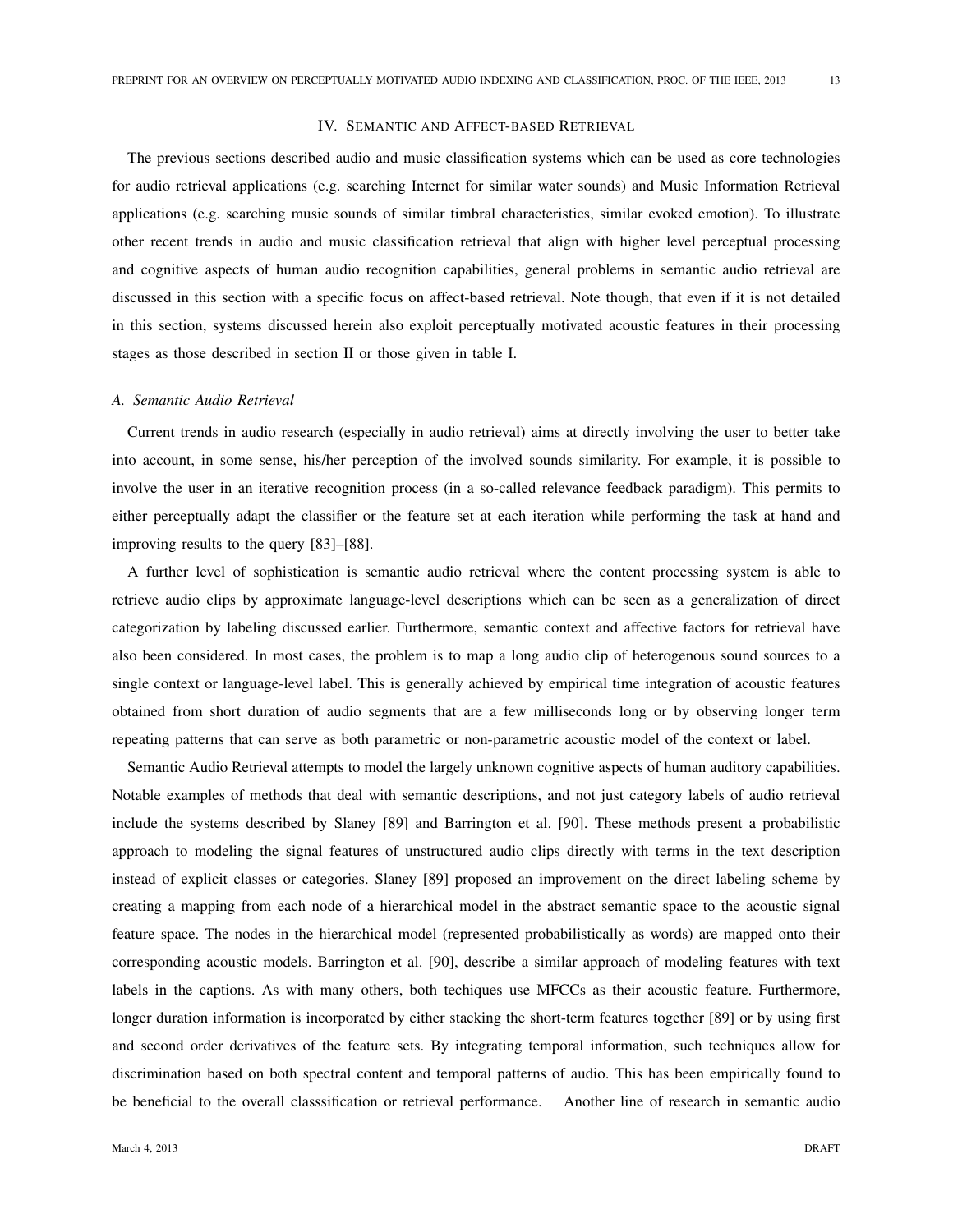## IV. Semantic and Affect-based Retrieval

The previous sections described audio and music classification systems which can be used as core technologies for audio retrieval applications (e.g. searching Internet for similar water sounds) and Music Information Retrieval applications (e.g. searching music sounds of similar timbral characteristics, similar evoked emotion). To illustrate other recent trends in audio and music classification retrieval that align with higher level perceptual processing and cognitive aspects of human audio recognition capabilities, general problems in semantic audio retrieval are discussed in this section with a specific focus on affect-based retrieval. Note though, that even if it is not detailed in this section, systems discussed herein also exploit perceptually motivated acoustic features in their processing stages as those described in section II or those given in table I.

### *A. Semantic Audio Retrieval*

Current trends in audio research (especially in audio retrieval) aims at directly involving the user to better take into account, in some sense, his/her perception of the involved sounds similarity. For example, it is possible to involve the user in an iterative recognition process (in a so-called relevance feedback paradigm). This permits to either perceptually adapt the classifier or the feature set at each iteration while performing the task at hand and improving results to the query [83]–[88].

A further level of sophistication is semantic audio retrieval where the content processing system is able to retrieve audio clips by approximate language-level descriptions which can be seen as a generalization of direct categorization by labeling discussed earlier. Furthermore, semantic context and affective factors for retrieval have also been considered. In most cases, the problem is to map a long audio clip of heterogenous sound sources to a single context or language-level label. This is generally achieved by empirical time integration of acoustic features obtained from short duration of audio segments that are a few milliseconds long or by observing longer term repeating patterns that can serve as both parametric or non-parametric acoustic model of the context or label.

Semantic Audio Retrieval attempts to model the largely unknown cognitive aspects of human auditory capabilities. Notable examples of methods that deal with semantic descriptions, and not just category labels of audio retrieval include the systems described by Slaney [89] and Barrington et al. [90]. These methods present a probabilistic approach to modeling the signal features of unstructured audio clips directly with terms in the text description instead of explicit classes or categories. Slaney [89] proposed an improvement on the direct labeling scheme by creating a mapping from each node of a hierarchical model in the abstract semantic space to the acoustic signal feature space. The nodes in the hierarchical model (represented probabilistically as words) are mapped onto their corresponding acoustic models. Barrington et al. [90], describe a similar approach of modeling features with text labels in the captions. As with many others, both techiques use MFCCs as their acoustic feature. Furthermore, longer duration information is incorporated by either stacking the short-term features together [89] or by using first and second order derivatives of the feature sets. By integrating temporal information, such techniques allow for discrimination based on both spectral content and temporal patterns of audio. This has been empirically found to be beneficial to the overall classsification or retrieval performance. Another line of research in semantic audio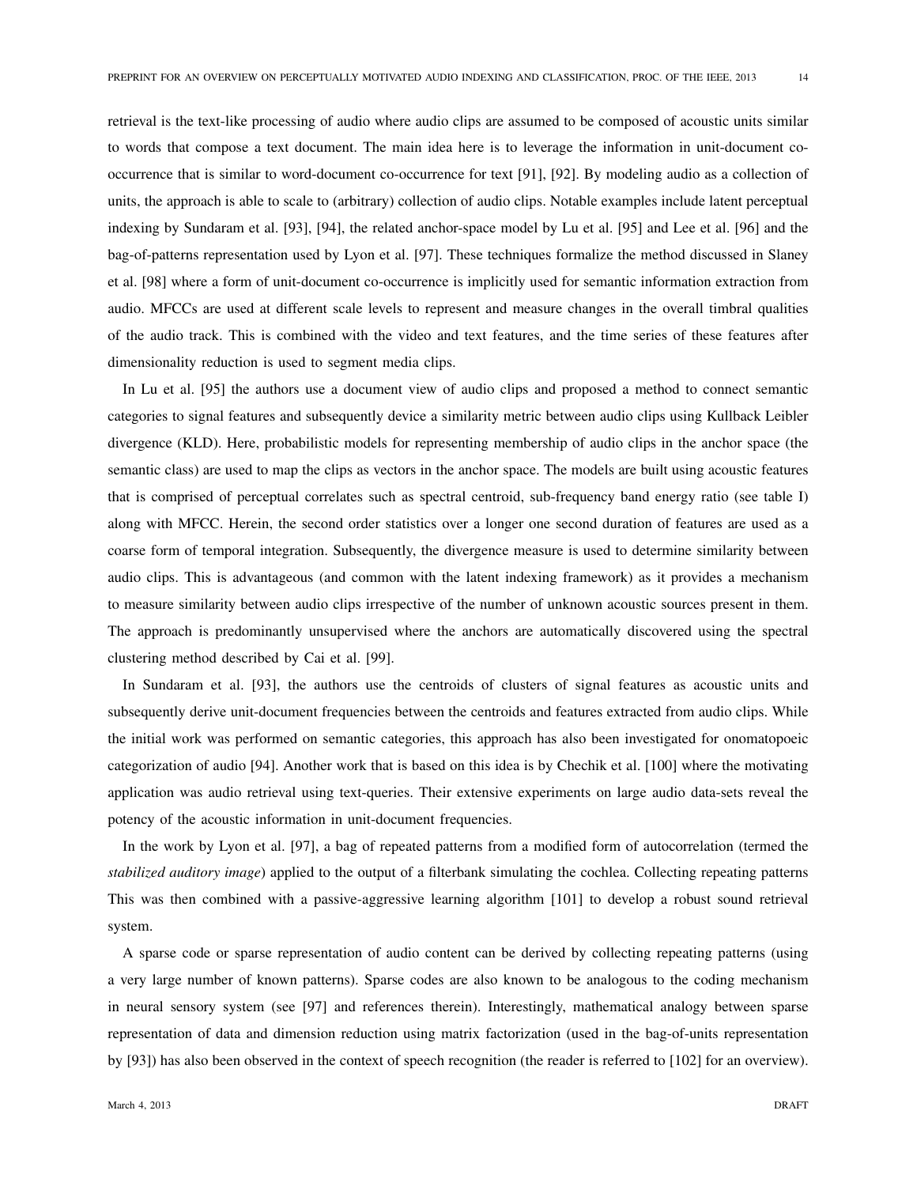retrieval is the text-like processing of audio where audio clips are assumed to be composed of acoustic units similar to words that compose a text document. The main idea here is to leverage the information in unit-document co-occurrence that is similar to word-document co-occurrence for text [91], [92]. By modeling audio as a collection of units, the approach is able to scale to (arbitrary) collection of audio clips. Notable examples include latent perceptual indexing by Sundaram et al. [93], [94], the related anchor-space model by Lu et al. [95] and Lee et al. [96] and the bag-of-patterns representation used by Lyon et al. [97]. These techniques formalize the method discussed in Slaney et al. [98] where a form of unit-document co-occurrence is implicitly used for semantic information extraction from audio. MFCCs are used at different scale levels to represent and measure changes in the overall timbral qualities of the audio track. This is combined with the video and text features, and the time series of these features after dimensionality reduction is used to segment media clips.

In Lu et al. [95] the authors use a document view of audio clips and proposed a method to connect semantic categories to signal features and subsequently device a similarity metric between audio clips using Kullback Leibler divergence (KLD). Here, probabilistic models for representing membership of audio clips in the anchor space (the semantic class) are used to map the clips as vectors in the anchor space. The models are built using acoustic features that is comprised of perceptual correlates such as spectral centroid, sub-frequency band energy ratio (see table I) along with MFCC. Herein, the second order statistics over a longer one second duration of features are used as a coarse form of temporal integration. Subsequently, the divergence measure is used to determine similarity between audio clips. This is advantageous (and common with the latent indexing framework) as it provides a mechanism to measure similarity between audio clips irrespective of the number of unknown acoustic sources present in them. The approach is predominantly unsupervised where the anchors are automatically discovered using the spectral clustering method described by Cai et al. [99].

In Sundaram et al. [93], the authors use the centroids of clusters of signal features as acoustic units and subsequently derive unit-document frequencies between the centroids and features extracted from audio clips. While the initial work was performed on semantic categories, this approach has also been investigated for onomatopoeic categorization of audio [94]. Another work that is based on this idea is by Chechik et al. [100] where the motivating application was audio retrieval using text-queries. Their extensive experiments on large audio data-sets reveal the potency of the acoustic information in unit-document frequencies.

In the work by Lyon et al. [97], a bag of repeated patterns from a modified form of autocorrelation (termed the *stabilized auditory image*) applied to the output of a filterbank simulating the cochlea. Collecting repeating patterns This was then combined with a passive-aggressive learning algorithm [101] to develop a robust sound retrieval system.

A sparse code or sparse representation of audio content can be derived by collecting repeating patterns (using a very large number of known patterns). Sparse codes are also known to be analogous to the coding mechanism in neural sensory system (see [97] and references therein). Interestingly, mathematical analogy between sparse representation of data and dimension reduction using matrix factorization (used in the bag-of-units representation by [93]) has also been observed in the context of speech recognition (the reader is referred to [102] for an overview).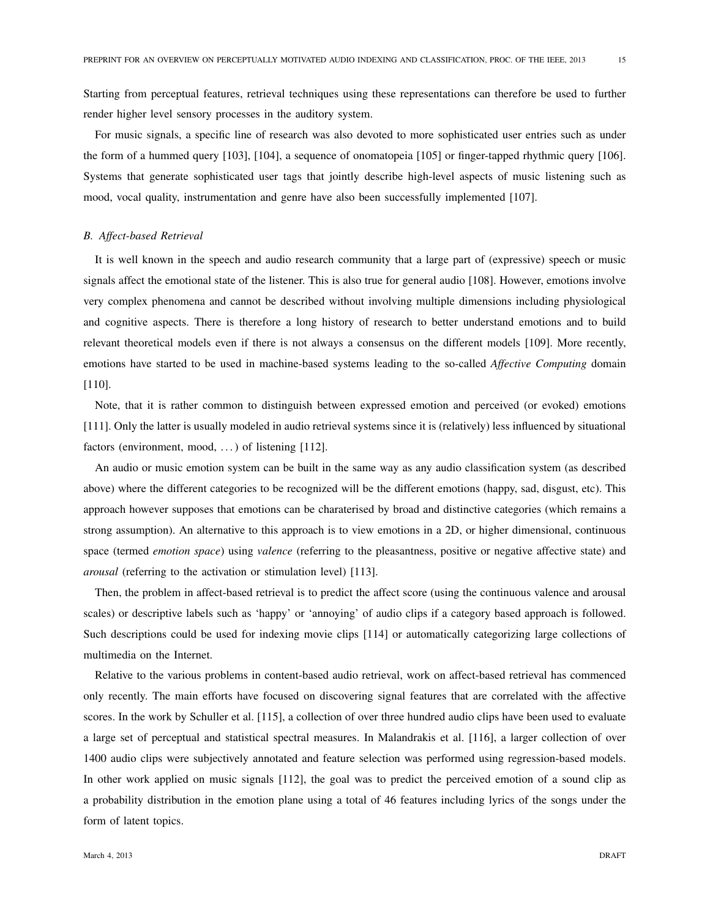Starting from perceptual features, retrieval techniques using these representations can therefore be used to further render higher level sensory processes in the auditory system.

For music signals, a specific line of research was also devoted to more sophisticated user entries such as under the form of a hummed query [103], [104], a sequence of onomatopeia [105] or finger-tapped rhythmic query [106]. Systems that generate sophisticated user tags that jointly describe high-level aspects of music listening such as mood, vocal quality, instrumentation and genre have also been successfully implemented [107].

### *B. Affect-based Retrieval*

It is well known in the speech and audio research community that a large part of (expressive) speech or music signals affect the emotional state of the listener. This is also true for general audio [108]. However, emotions involve very complex phenomena and cannot be described without involving multiple dimensions including physiological and cognitive aspects. There is therefore a long history of research to better understand emotions and to build relevant theoretical models even if there is not always a consensus on the different models [109]. More recently, emotions have started to be used in machine-based systems leading to the so-called *Affective Computing* domain [110].

Note, that it is rather common to distinguish between expressed emotion and perceived (or evoked) emotions [111]. Only the latter is usually modeled in audio retrieval systems since it is (relatively) less influenced by situational factors (environment, mood, …) of listening [112].

An audio or music emotion system can be built in the same way as any audio classification system (as described above) where the different categories to be recognized will be the different emotions (happy, sad, disgust, etc). This approach however supposes that emotions can be charaterised by broad and distinctive categories (which remains a strong assumption). An alternative to this approach is to view emotions in a 2D, or higher dimensional, continuous space (termed *emotion space*) using *valence* (referring to the pleasantness, positive or negative affective state) and *arousal* (referring to the activation or stimulation level) [113].

Then, the problem in affect-based retrieval is to predict the affect score (using the continuous valence and arousal scales) or descriptive labels such as 'happy' or 'annoying' of audio clips if a category based approach is followed. Such descriptions could be used for indexing movie clips [114] or automatically categorizing large collections of multimedia on the Internet.

Relative to the various problems in content-based audio retrieval, work on affect-based retrieval has commenced only recently. The main efforts have focused on discovering signal features that are correlated with the affective scores. In the work by Schuller et al. [115], a collection of over three hundred audio clips have been used to evaluate a large set of perceptual and statistical spectral measures. In Malandrakis et al. [116], a larger collection of over 1400 audio clips were subjectively annotated and feature selection was performed using regression-based models. In other work applied on music signals [112], the goal was to predict the perceived emotion of a sound clip as a probability distribution in the emotion plane using a total of 46 features including lyrics of the songs under the form of latent topics.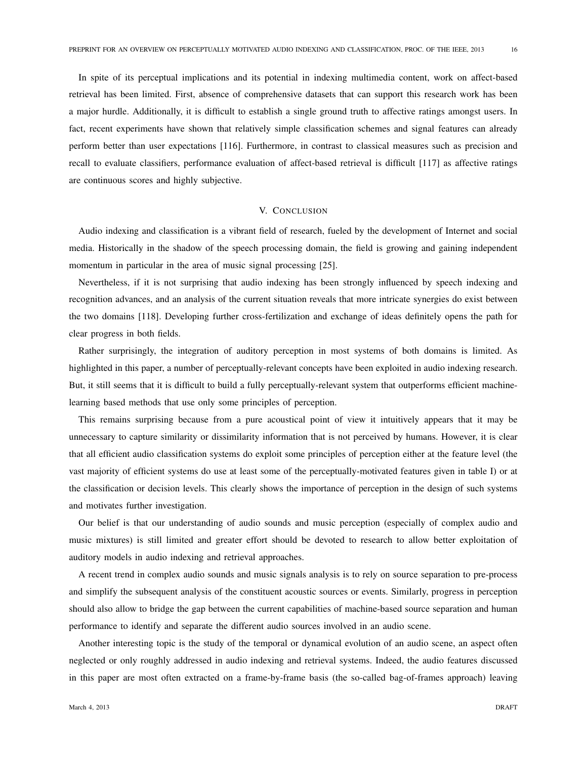In spite of its perceptual implications and its potential in indexing multimedia content, work on affect-based retrieval has been limited. First, absence of comprehensive datasets that can support this research work has been a major hurdle. Additionally, it is difficult to establish a single ground truth to affective ratings amongst users. In fact, recent experiments have shown that relatively simple classification schemes and signal features can already perform better than user expectations [116]. Furthermore, in contrast to classical measures such as precision and recall to evaluate classifiers, performance evaluation of affect-based retrieval is difficult [117] as affective ratings are continuous scores and highly subjective.

## V. Conclusion

Audio indexing and classification is a vibrant field of research, fueled by the development of Internet and social media. Historically in the shadow of the speech processing domain, the field is growing and gaining independent momentum in particular in the area of music signal processing [25].

Nevertheless, if it is not surprising that audio indexing has been strongly influenced by speech indexing and recognition advances, and an analysis of the current situation reveals that more intricate synergies do exist between the two domains [118]. Developing further cross-fertilization and exchange of ideas definitely opens the path for clear progress in both fields.

Rather surprisingly, the integration of auditory perception in most systems of both domains is limited. As highlighted in this paper, a number of perceptually-relevant concepts have been exploited in audio indexing research. But, it still seems that it is difficult to build a fully perceptually-relevant system that outperforms efficient machine-learning based methods that use only some principles of perception.

This remains surprising because from a pure acoustical point of view it intuitively appears that it may be unnecessary to capture similarity or dissimilarity information that is not perceived by humans. However, it is clear that all efficient audio classification systems do exploit some principles of perception either at the feature level (the vast majority of efficient systems do use at least some of the perceptually-motivated features given in table I) or at the classification or decision levels. This clearly shows the importance of perception in the design of such systems and motivates further investigation.

Our belief is that our understanding of audio sounds and music perception (especially of complex audio and music mixtures) is still limited and greater effort should be devoted to research to allow better exploitation of auditory models in audio indexing and retrieval approaches.

A recent trend in complex audio sounds and music signals analysis is to rely on source separation to pre-process and simplify the subsequent analysis of the constituent acoustic sources or events. Similarly, progress in perception should also allow to bridge the gap between the current capabilities of machine-based source separation and human performance to identify and separate the different audio sources involved in an audio scene.

Another interesting topic is the study of the temporal or dynamical evolution of an audio scene, an aspect often neglected or only roughly addressed in audio indexing and retrieval systems. Indeed, the audio features discussed in this paper are most often extracted on a frame-by-frame basis (the so-called bag-of-frames approach) leaving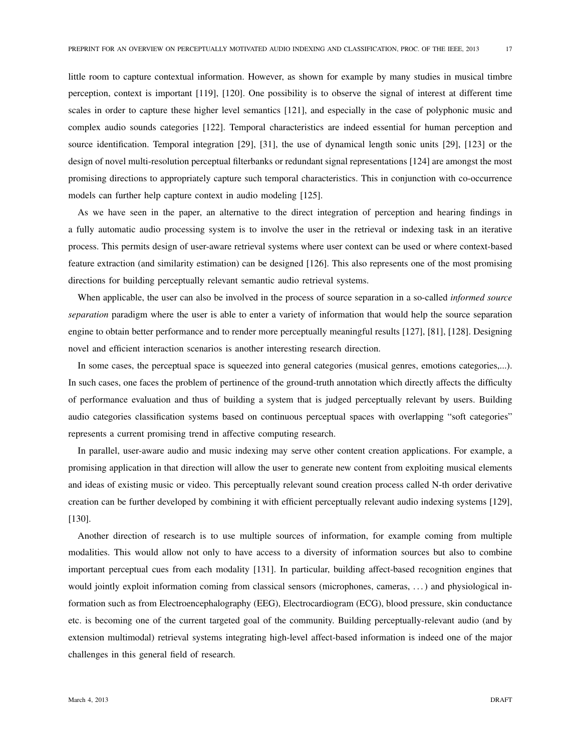little room to capture contextual information. However, as shown for example by many studies in musical timbre perception, context is important [119], [120]. One possibility is to observe the signal of interest at different time scales in order to capture these higher level semantics [121], and especially in the case of polyphonic music and complex audio sounds categories [122]. Temporal characteristics are indeed essential for human perception and source identification. Temporal integration [29], [31], the use of dynamical length sonic units [29], [123] or the design of novel multi-resolution perceptual filterbanks or redundant signal representations [124] are amongst the most promising directions to appropriately capture such temporal characteristics. This in conjunction with co-occurrence models can further help capture context in audio modeling [125].

As we have seen in the paper, an alternative to the direct integration of perception and hearing findings in a fully automatic audio processing system is to involve the user in the retrieval or indexing task in an iterative process. This permits design of user-aware retrieval systems where user context can be used or where context-based feature extraction (and similarity estimation) can be designed [126]. This also represents one of the most promising directions for building perceptually relevant semantic audio retrieval systems.

When applicable, the user can also be involved in the process of source separation in a so-called *informed source separation* paradigm where the user is able to enter a variety of information that would help the source separation engine to obtain better performance and to render more perceptually meaningful results [127], [81], [128]. Designing novel and efficient interaction scenarios is another interesting research direction.

In some cases, the perceptual space is squeezed into general categories (musical genres, emotions categories,...). In such cases, one faces the problem of pertinence of the ground-truth annotation which directly affects the difficulty of performance evaluation and thus of building a system that is judged perceptually relevant by users. Building audio categories classification systems based on continuous perceptual spaces with overlapping "soft categories" represents a current promising trend in affective computing research.

In parallel, user-aware audio and music indexing may serve other content creation applications. For example, a promising application in that direction will allow the user to generate new content from exploiting musical elements and ideas of existing music or video. This perceptually relevant sound creation process called N-th order derivative creation can be further developed by combining it with efficient perceptually relevant audio indexing systems [129], [130].

Another direction of research is to use multiple sources of information, for example coming from multiple modalities. This would allow not only to have access to a diversity of information sources but also to combine important perceptual cues from each modality [131]. In particular, building affect-based recognition engines that would jointly exploit information coming from classical sensors (microphones, cameras, ...) and physiological information such as from Electroencephalography (EEG), Electrocardiogram (ECG), blood pressure, skin conductance etc. is becoming one of the current targeted goal of the community. Building perceptually-relevant audio (and by extension multimodal) retrieval systems integrating high-level affect-based information is indeed one of the major challenges in this general field of research.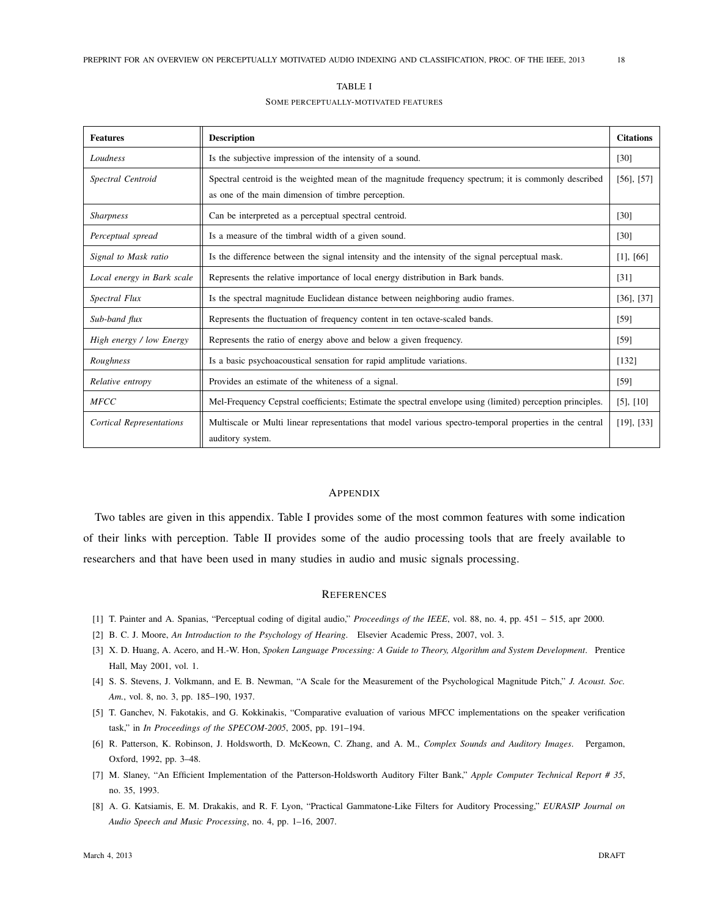TABLE I

SOME PERCEPTUALLY-MOTIVATED FEATURES

| Features | Description | Citations |
| --- | --- | --- |
| *Loudness* | Is the subjective impression of the intensity of a sound. | [30] |
| *Spectral Centroid* | Spectral centroid is the weighted mean of the magnitude frequency spectrum; it is commonly described as one of the main dimension of timbre perception. | [56], [57] |
| *Sharpness* | Can be interpreted as a perceptual spectral centroid. | [30] |
| *Perceptual spread* | Is a measure of the timbral width of a given sound. | [30] |
| *Signal to Mask ratio* | Is the difference between the signal intensity and the intensity of the signal perceptual mask. | [1], [66] |
| *Local energy in Bark scale* | Represents the relative importance of local energy distribution in Bark bands. | [31] |
| *Spectral Flux* | Is the spectral magnitude Euclidean distance between neighboring audio frames. | [36], [37] |
| *Sub-band flux* | Represents the fluctuation of frequency content in ten octave-scaled bands. | [59] |
| *High energy / low Energy* | Represents the ratio of energy above and below a given frequency. | [59] |
| *Roughness* | Is a basic psychoacoustical sensation for rapid amplitude variations. | [132] |
| *Relative entropy* | Provides an estimate of the whiteness of a signal. | [59] |
| *MFCC* | Mel-Frequency Cepstral coefficients; Estimate the spectral envelope using (limited) perception principles. | [5], [10] |
| *Cortical Representations* | Multiscale or Multi linear representations that model various spectro-temporal properties in the central auditory system. | [19], [33] |

## APPENDIX

Two tables are given in this appendix. Table I provides some of the most common features with some indication of their links with perception. Table II provides some of the audio processing tools that are freely available to researchers and that have been used in many studies in audio and music signals processing.

## REFERENCES

[1] T. Painter and A. Spanias, "Perceptual coding of digital audio," *Proceedings of the IEEE*, vol. 88, no. 4, pp. 451 – 515, apr 2000.

[2] B. C. J. Moore, *An Introduction to the Psychology of Hearing*. Elsevier Academic Press, 2007, vol. 3.

[3] X. D. Huang, A. Acero, and H.-W. Hon, *Spoken Language Processing: A Guide to Theory, Algorithm and System Development*. Prentice Hall, May 2001, vol. 1.

[4] S. S. Stevens, J. Volkmann, and E. B. Newman, "A Scale for the Measurement of the Psychological Magnitude Pitch," *J. Acoust. Soc. Am.*, vol. 8, no. 3, pp. 185–190, 1937.

[5] T. Ganchev, N. Fakotakis, and G. Kokkinakis, "Comparative evaluation of various MFCC implementations on the speaker verification task," in *In Proceedings of the SPECOM-2005*, 2005, pp. 191–194.

[6] R. Patterson, K. Robinson, J. Holdsworth, D. McKeown, C. Zhang, and A. M., *Complex Sounds and Auditory Images*. Pergamon, Oxford, 1992, pp. 3–48.

[7] M. Slaney, "An Efficient Implementation of the Patterson-Holdsworth Auditory Filter Bank," *Apple Computer Technical Report # 35*, no. 35, 1993.

[8] A. G. Katsiamis, E. M. Drakakis, and R. F. Lyon, "Practical Gammatone-Like Filters for Auditory Processing," *EURASIP Journal on Audio Speech and Music Processing*, no. 4, pp. 1–16, 2007.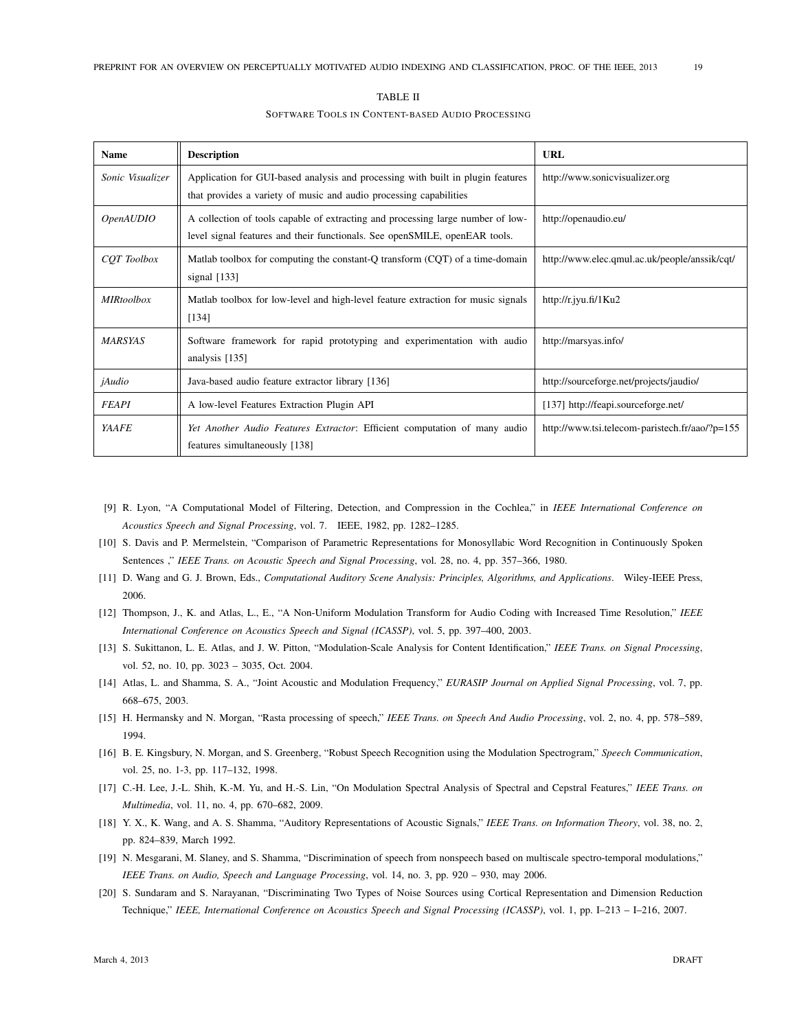TABLE II

SOFTWARE TOOLS IN CONTENT-BASED AUDIO PROCESSING

| Name | Description | URL |
|---|---|---|
| *Sonic Visualizer* | Application for GUI-based analysis and processing with built in plugin features that provides a variety of music and audio processing capabilities | http://www.sonicvisualizer.org |
| *OpenAUDIO* | A collection of tools capable of extracting and processing large number of low-level signal features and their functionals. See openSMILE, openEAR tools. | http://openaudio.eu/ |
| *CQT Toolbox* | Matlab toolbox for computing the constant-Q transform (CQT) of a time-domain signal [133] | http://www.elec.qmul.ac.uk/people/anssik/cqt/ |
| *MIRtoolbox* | Matlab toolbox for low-level and high-level feature extraction for music signals [134] | http://r.jyu.fi/1Ku2 |
| *MARSYAS* | Software framework for rapid prototyping and experimentation with audio analysis [135] | http://marsyas.info/ |
| *jAudio* | Java-based audio feature extractor library [136] | http://sourceforge.net/projects/jaudio/ |
| *FEAPI* | A low-level Features Extraction Plugin API | [137] http://feapi.sourceforge.net/ |
| *YAAFE* | *Yet Another Audio Features Extractor*: Efficient computation of many audio features simultaneously [138] | http://www.tsi.telecom-paristech.fr/aao/?p=155 |

[9] R. Lyon, "A Computational Model of Filtering, Detection, and Compression in the Cochlea," in *IEEE International Conference on Acoustics Speech and Signal Processing*, vol. 7. IEEE, 1982, pp. 1282–1285.

[10] S. Davis and P. Mermelstein, "Comparison of Parametric Representations for Monosyllabic Word Recognition in Continuously Spoken Sentences ," *IEEE Trans. on Acoustic Speech and Signal Processing*, vol. 28, no. 4, pp. 357–366, 1980.

[11] D. Wang and G. J. Brown, Eds., *Computational Auditory Scene Analysis: Principles, Algorithms, and Applications*. Wiley-IEEE Press, 2006.

[12] Thompson, J., K. and Atlas, L., E., "A Non-Uniform Modulation Transform for Audio Coding with Increased Time Resolution," *IEEE International Conference on Acoustics Speech and Signal (ICASSP)*, vol. 5, pp. 397–400, 2003.

[13] S. Sukittanon, L. E. Atlas, and J. W. Pitton, "Modulation-Scale Analysis for Content Identification," *IEEE Trans. on Signal Processing*, vol. 52, no. 10, pp. 3023 – 3035, Oct. 2004.

[14] Atlas, L. and Shamma, S. A., "Joint Acoustic and Modulation Frequency," *EURASIP Journal on Applied Signal Processing*, vol. 7, pp. 668–675, 2003.

[15] H. Hermansky and N. Morgan, "Rasta processing of speech," *IEEE Trans. on Speech And Audio Processing*, vol. 2, no. 4, pp. 578–589, 1994.

[16] B. E. Kingsbury, N. Morgan, and S. Greenberg, "Robust Speech Recognition using the Modulation Spectrogram," *Speech Communication*, vol. 25, no. 1-3, pp. 117–132, 1998.

[17] C.-H. Lee, J.-L. Shih, K.-M. Yu, and H.-S. Lin, "On Modulation Spectral Analysis of Spectral and Cepstral Features," *IEEE Trans. on Multimedia*, vol. 11, no. 4, pp. 670–682, 2009.

[18] Y. X., K. Wang, and A. S. Shamma, "Auditory Representations of Acoustic Signals," *IEEE Trans. on Information Theory*, vol. 38, no. 2, pp. 824–839, March 1992.

[19] N. Mesgarani, M. Slaney, and S. Shamma, "Discrimination of speech from nonspeech based on multiscale spectro-temporal modulations," *IEEE Trans. on Audio, Speech and Language Processing*, vol. 14, no. 3, pp. 920 – 930, may 2006.

[20] S. Sundaram and S. Narayanan, "Discriminating Two Types of Noise Sources using Cortical Representation and Dimension Reduction Technique," *IEEE, International Conference on Acoustics Speech and Signal Processing (ICASSP)*, vol. 1, pp. I–213 – I–216, 2007.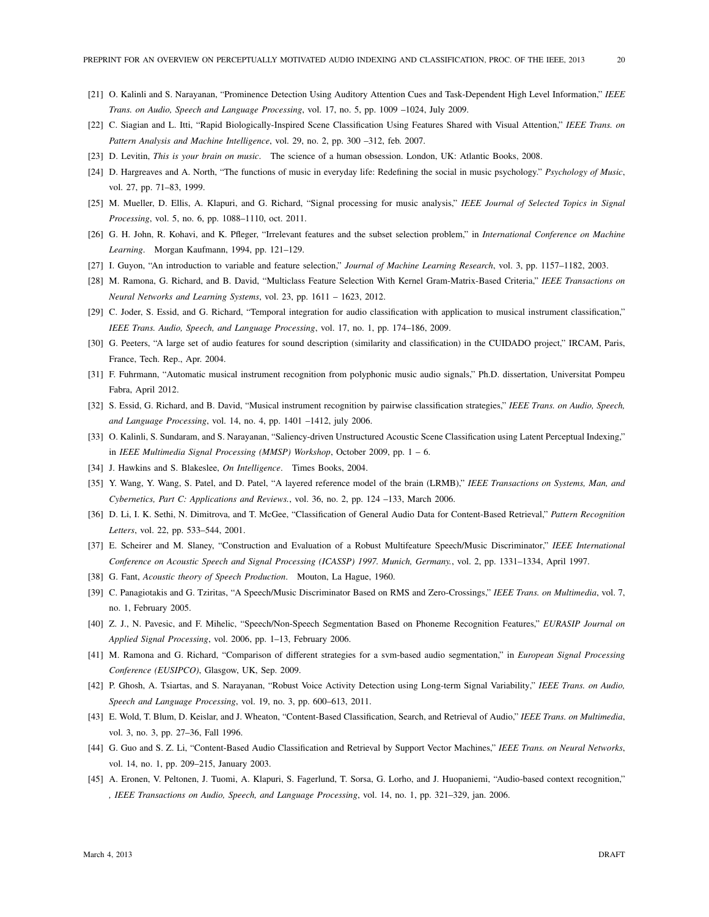[21] O. Kalinli and S. Narayanan, "Prominence Detection Using Auditory Attention Cues and Task-Dependent High Level Information," *IEEE Trans. on Audio, Speech and Language Processing*, vol. 17, no. 5, pp. 1009 –1024, July 2009.

[22] C. Siagian and L. Itti, "Rapid Biologically-Inspired Scene Classification Using Features Shared with Visual Attention," *IEEE Trans. on Pattern Analysis and Machine Intelligence*, vol. 29, no. 2, pp. 300 –312, feb. 2007.

[23] D. Levitin, *This is your brain on music*. The science of a human obsession. London, UK: Atlantic Books, 2008.

[24] D. Hargreaves and A. North, "The functions of music in everyday life: Redefining the social in music psychology." *Psychology of Music*, vol. 27, pp. 71–83, 1999.

[25] M. Mueller, D. Ellis, A. Klapuri, and G. Richard, "Signal processing for music analysis," *IEEE Journal of Selected Topics in Signal Processing*, vol. 5, no. 6, pp. 1088–1110, oct. 2011.

[26] G. H. John, R. Kohavi, and K. Pfleger, "Irrelevant features and the subset selection problem," in *International Conference on Machine Learning*. Morgan Kaufmann, 1994, pp. 121–129.

[27] I. Guyon, "An introduction to variable and feature selection," *Journal of Machine Learning Research*, vol. 3, pp. 1157–1182, 2003.

[28] M. Ramona, G. Richard, and B. David, "Multiclass Feature Selection With Kernel Gram-Matrix-Based Criteria," *IEEE Transactions on Neural Networks and Learning Systems*, vol. 23, pp. 1611 – 1623, 2012.

[29] C. Joder, S. Essid, and G. Richard, "Temporal integration for audio classification with application to musical instrument classification," *IEEE Trans. Audio, Speech, and Language Processing*, vol. 17, no. 1, pp. 174–186, 2009.

[30] G. Peeters, "A large set of audio features for sound description (similarity and classification) in the CUIDADO project," IRCAM, Paris, France, Tech. Rep., Apr. 2004.

[31] F. Fuhrmann, "Automatic musical instrument recognition from polyphonic music audio signals," Ph.D. dissertation, Universitat Pompeu Fabra, April 2012.

[32] S. Essid, G. Richard, and B. David, "Musical instrument recognition by pairwise classification strategies," *IEEE Trans. on Audio, Speech, and Language Processing*, vol. 14, no. 4, pp. 1401 –1412, july 2006.

[33] O. Kalinli, S. Sundaram, and S. Narayanan, "Saliency-driven Unstructured Acoustic Scene Classification using Latent Perceptual Indexing," in *IEEE Multimedia Signal Processing (MMSP) Workshop*, October 2009, pp. 1 – 6.

[34] J. Hawkins and S. Blakeslee, *On Intelligence*. Times Books, 2004.

[35] Y. Wang, Y. Wang, S. Patel, and D. Patel, "A layered reference model of the brain (LRMB)," *IEEE Transactions on Systems, Man, and Cybernetics, Part C: Applications and Reviews.*, vol. 36, no. 2, pp. 124 –133, March 2006.

[36] D. Li, I. K. Sethi, N. Dimitrova, and T. McGee, "Classification of General Audio Data for Content-Based Retrieval," *Pattern Recognition Letters*, vol. 22, pp. 533–544, 2001.

[37] E. Scheirer and M. Slaney, "Construction and Evaluation of a Robust Multifeature Speech/Music Discriminator," *IEEE International Conference on Acoustic Speech and Signal Processing (ICASSP) 1997. Munich, Germany.*, vol. 2, pp. 1331–1334, April 1997.

[38] G. Fant, *Acoustic theory of Speech Production*. Mouton, La Hague, 1960.

[39] C. Panagiotakis and G. Tziritas, "A Speech/Music Discriminator Based on RMS and Zero-Crossings," *IEEE Trans. on Multimedia*, vol. 7, no. 1, February 2005.

[40] Z. J., N. Pavesic, and F. Mihelic, "Speech/Non-Speech Segmentation Based on Phoneme Recognition Features," *EURASIP Journal on Applied Signal Processing*, vol. 2006, pp. 1–13, February 2006.

[41] M. Ramona and G. Richard, "Comparison of different strategies for a svm-based audio segmentation," in *European Signal Processing Conference (EUSIPCO)*, Glasgow, UK, Sep. 2009.

[42] P. Ghosh, A. Tsiartas, and S. Narayanan, "Robust Voice Activity Detection using Long-term Signal Variability," *IEEE Trans. on Audio, Speech and Language Processing*, vol. 19, no. 3, pp. 600–613, 2011.

[43] E. Wold, T. Blum, D. Keislar, and J. Wheaton, "Content-Based Classification, Search, and Retrieval of Audio," *IEEE Trans. on Multimedia*, vol. 3, no. 3, pp. 27–36, Fall 1996.

[44] G. Guo and S. Z. Li, "Content-Based Audio Classification and Retrieval by Support Vector Machines," *IEEE Trans. on Neural Networks*, vol. 14, no. 1, pp. 209–215, January 2003.

[45] A. Eronen, V. Peltonen, J. Tuomi, A. Klapuri, S. Fagerlund, T. Sorsa, G. Lorho, and J. Huopaniemi, "Audio-based context recognition," *, IEEE Transactions on Audio, Speech, and Language Processing*, vol. 14, no. 1, pp. 321–329, jan. 2006.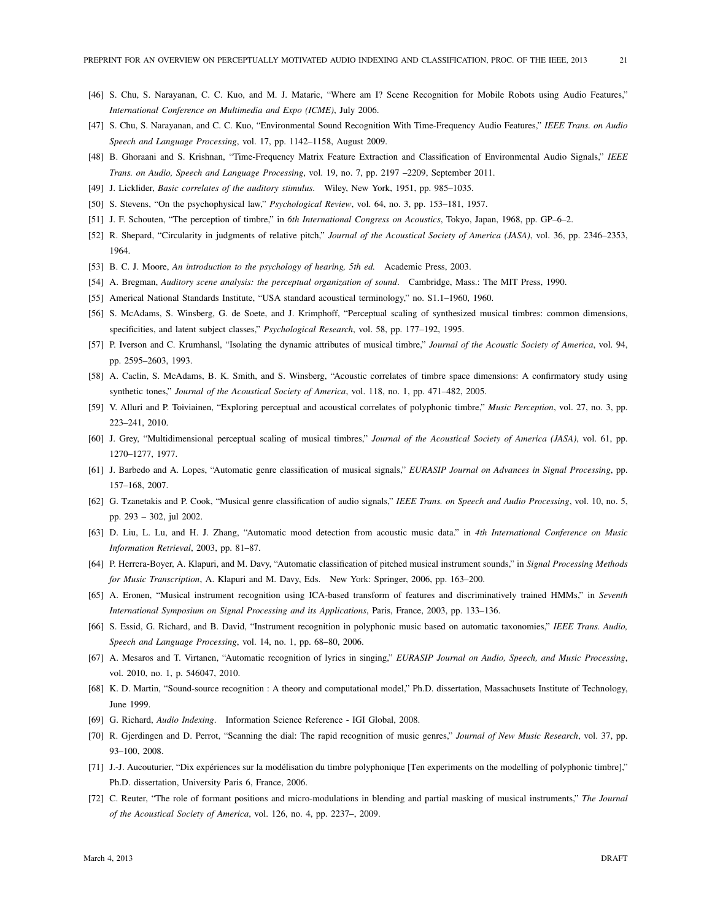[46] S. Chu, S. Narayanan, C. C. Kuo, and M. J. Mataric, "Where am I? Scene Recognition for Mobile Robots using Audio Features," *International Conference on Multimedia and Expo (ICME)*, July 2006.

[47] S. Chu, S. Narayanan, and C. C. Kuo, "Environmental Sound Recognition With Time-Frequency Audio Features," *IEEE Trans. on Audio Speech and Language Processing*, vol. 17, pp. 1142–1158, August 2009.

[48] B. Ghoraani and S. Krishnan, "Time-Frequency Matrix Feature Extraction and Classification of Environmental Audio Signals," *IEEE Trans. on Audio, Speech and Language Processing*, vol. 19, no. 7, pp. 2197 –2209, September 2011.

[49] J. Licklider, *Basic correlates of the auditory stimulus*. Wiley, New York, 1951, pp. 985–1035.

[50] S. Stevens, "On the psychophysical law," *Psychological Review*, vol. 64, no. 3, pp. 153–181, 1957.

[51] J. F. Schouten, "The perception of timbre," in *6th International Congress on Acoustics*, Tokyo, Japan, 1968, pp. GP–6–2.

[52] R. Shepard, "Circularity in judgments of relative pitch," *Journal of the Acoustical Society of America (JASA)*, vol. 36, pp. 2346–2353, 1964.

[53] B. C. J. Moore, *An introduction to the psychology of hearing, 5th ed.* Academic Press, 2003.

[54] A. Bregman, *Auditory scene analysis: the perceptual organization of sound*. Cambridge, Mass.: The MIT Press, 1990.

[55] Americal National Standards Institute, "USA standard acoustical terminology," no. S1.1–1960, 1960.

[56] S. McAdams, S. Winsberg, G. de Soete, and J. Krimphoff, "Perceptual scaling of synthesized musical timbres: common dimensions, specificities, and latent subject classes," *Psychological Research*, vol. 58, pp. 177–192, 1995.

[57] P. Iverson and C. Krumhansl, "Isolating the dynamic attributes of musical timbre," *Journal of the Acoustic Society of America*, vol. 94, pp. 2595–2603, 1993.

[58] A. Caclin, S. McAdams, B. K. Smith, and S. Winsberg, "Acoustic correlates of timbre space dimensions: A confirmatory study using synthetic tones," *Journal of the Acoustical Society of America*, vol. 118, no. 1, pp. 471–482, 2005.

[59] V. Alluri and P. Toiviainen, "Exploring perceptual and acoustical correlates of polyphonic timbre," *Music Perception*, vol. 27, no. 3, pp. 223–241, 2010.

[60] J. Grey, "Multidimensional perceptual scaling of musical timbres," *Journal of the Acoustical Society of America (JASA)*, vol. 61, pp. 1270–1277, 1977.

[61] J. Barbedo and A. Lopes, "Automatic genre classification of musical signals," *EURASIP Journal on Advances in Signal Processing*, pp. 157–168, 2007.

[62] G. Tzanetakis and P. Cook, "Musical genre classification of audio signals," *IEEE Trans. on Speech and Audio Processing*, vol. 10, no. 5, pp. 293 – 302, jul 2002.

[63] D. Liu, L. Lu, and H. J. Zhang, "Automatic mood detection from acoustic music data." in *4th International Conference on Music Information Retrieval*, 2003, pp. 81–87.

[64] P. Herrera-Boyer, A. Klapuri, and M. Davy, "Automatic classification of pitched musical instrument sounds," in *Signal Processing Methods for Music Transcription*, A. Klapuri and M. Davy, Eds. New York: Springer, 2006, pp. 163–200.

[65] A. Eronen, "Musical instrument recognition using ICA-based transform of features and discriminatively trained HMMs," in *Seventh International Symposium on Signal Processing and its Applications*, Paris, France, 2003, pp. 133–136.

[66] S. Essid, G. Richard, and B. David, "Instrument recognition in polyphonic music based on automatic taxonomies," *IEEE Trans. Audio, Speech and Language Processing*, vol. 14, no. 1, pp. 68–80, 2006.

[67] A. Mesaros and T. Virtanen, "Automatic recognition of lyrics in singing," *EURASIP Journal on Audio, Speech, and Music Processing*, vol. 2010, no. 1, p. 546047, 2010.

[68] K. D. Martin, "Sound-source recognition : A theory and computational model," Ph.D. dissertation, Massachusets Institute of Technology, June 1999.

[69] G. Richard, *Audio Indexing*. Information Science Reference - IGI Global, 2008.

[70] R. Gjerdingen and D. Perrot, "Scanning the dial: The rapid recognition of music genres," *Journal of New Music Research*, vol. 37, pp. 93–100, 2008.

[71] J.-J. Aucouturier, "Dix expériences sur la modélisation du timbre polyphonique [Ten experiments on the modelling of polyphonic timbre]," Ph.D. dissertation, University Paris 6, France, 2006.

[72] C. Reuter, "The role of formant positions and micro-modulations in blending and partial masking of musical instruments," *The Journal of the Acoustical Society of America*, vol. 126, no. 4, pp. 2237–, 2009.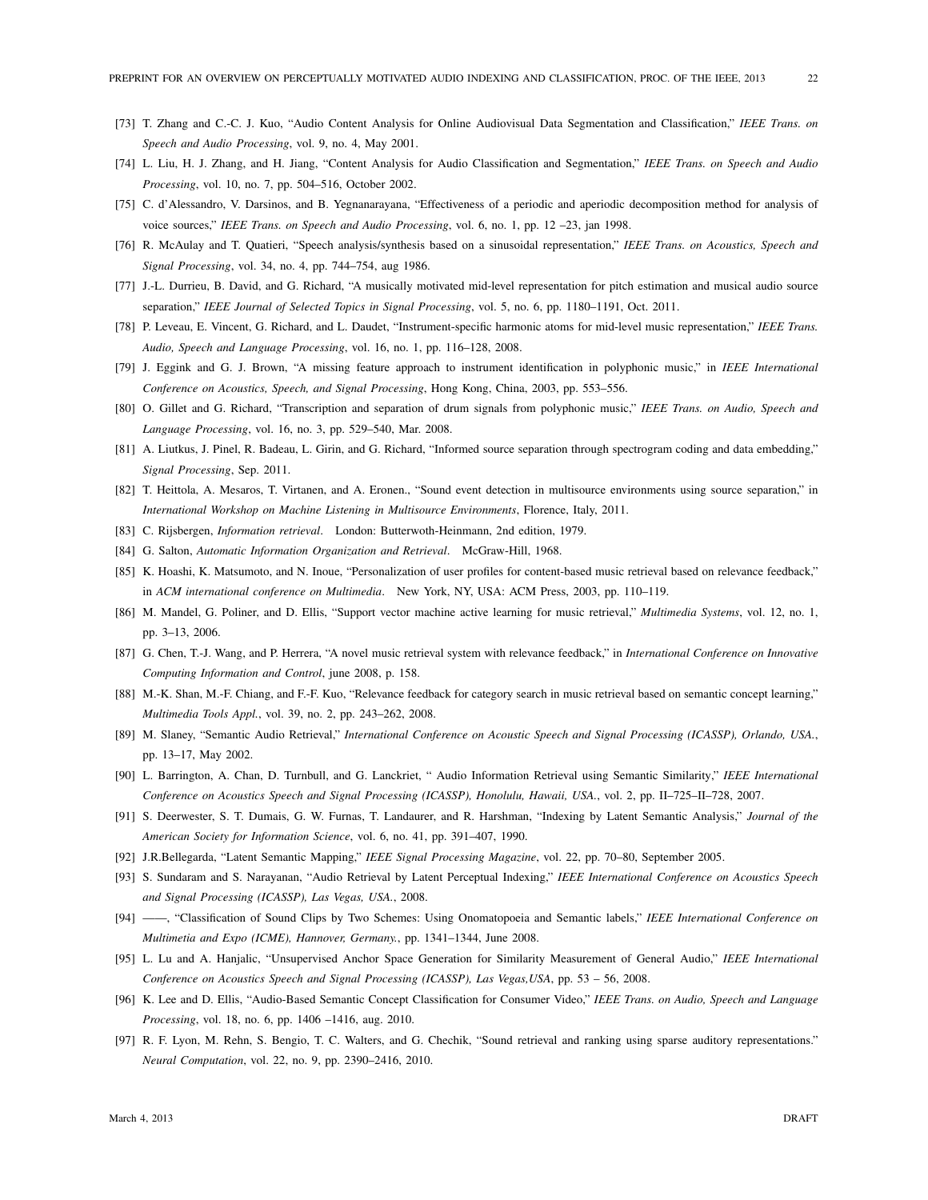[73] T. Zhang and C.-C. J. Kuo, "Audio Content Analysis for Online Audiovisual Data Segmentation and Classification," *IEEE Trans. on Speech and Audio Processing*, vol. 9, no. 4, May 2001.

[74] L. Liu, H. J. Zhang, and H. Jiang, "Content Analysis for Audio Classification and Segmentation," *IEEE Trans. on Speech and Audio Processing*, vol. 10, no. 7, pp. 504–516, October 2002.

[75] C. d'Alessandro, V. Darsinos, and B. Yegnanarayana, "Effectiveness of a periodic and aperiodic decomposition method for analysis of voice sources," *IEEE Trans. on Speech and Audio Processing*, vol. 6, no. 1, pp. 12 –23, jan 1998.

[76] R. McAulay and T. Quatieri, "Speech analysis/synthesis based on a sinusoidal representation," *IEEE Trans. on Acoustics, Speech and Signal Processing*, vol. 34, no. 4, pp. 744–754, aug 1986.

[77] J.-L. Durrieu, B. David, and G. Richard, "A musically motivated mid-level representation for pitch estimation and musical audio source separation," *IEEE Journal of Selected Topics in Signal Processing*, vol. 5, no. 6, pp. 1180–1191, Oct. 2011.

[78] P. Leveau, E. Vincent, G. Richard, and L. Daudet, "Instrument-specific harmonic atoms for mid-level music representation," *IEEE Trans. Audio, Speech and Language Processing*, vol. 16, no. 1, pp. 116–128, 2008.

[79] J. Eggink and G. J. Brown, "A missing feature approach to instrument identification in polyphonic music," in *IEEE International Conference on Acoustics, Speech, and Signal Processing*, Hong Kong, China, 2003, pp. 553–556.

[80] O. Gillet and G. Richard, "Transcription and separation of drum signals from polyphonic music," *IEEE Trans. on Audio, Speech and Language Processing*, vol. 16, no. 3, pp. 529–540, Mar. 2008.

[81] A. Liutkus, J. Pinel, R. Badeau, L. Girin, and G. Richard, "Informed source separation through spectrogram coding and data embedding," *Signal Processing*, Sep. 2011.

[82] T. Heittola, A. Mesaros, T. Virtanen, and A. Eronen., "Sound event detection in multisource environments using source separation," in *International Workshop on Machine Listening in Multisource Environments*, Florence, Italy, 2011.

[83] C. Rijsbergen, *Information retrieval*. London: Butterwoth-Heinmann, 2nd edition, 1979.

[84] G. Salton, *Automatic Information Organization and Retrieval*. McGraw-Hill, 1968.

[85] K. Hoashi, K. Matsumoto, and N. Inoue, "Personalization of user profiles for content-based music retrieval based on relevance feedback," in *ACM international conference on Multimedia*. New York, NY, USA: ACM Press, 2003, pp. 110–119.

[86] M. Mandel, G. Poliner, and D. Ellis, "Support vector machine active learning for music retrieval," *Multimedia Systems*, vol. 12, no. 1, pp. 3–13, 2006.

[87] G. Chen, T.-J. Wang, and P. Herrera, "A novel music retrieval system with relevance feedback," in *International Conference on Innovative Computing Information and Control*, june 2008, p. 158.

[88] M.-K. Shan, M.-F. Chiang, and F.-F. Kuo, "Relevance feedback for category search in music retrieval based on semantic concept learning," *Multimedia Tools Appl.*, vol. 39, no. 2, pp. 243–262, 2008.

[89] M. Slaney, "Semantic Audio Retrieval," *International Conference on Acoustic Speech and Signal Processing (ICASSP), Orlando, USA.*, pp. 13–17, May 2002.

[90] L. Barrington, A. Chan, D. Turnbull, and G. Lanckriet, " Audio Information Retrieval using Semantic Similarity," *IEEE International Conference on Acoustics Speech and Signal Processing (ICASSP), Honolulu, Hawaii, USA.*, vol. 2, pp. II–725–II–728, 2007.

[91] S. Deerwester, S. T. Dumais, G. W. Furnas, T. Landaurer, and R. Harshman, "Indexing by Latent Semantic Analysis," *Journal of the American Society for Information Science*, vol. 6, no. 41, pp. 391–407, 1990.

[92] J.R.Bellegarda, "Latent Semantic Mapping," *IEEE Signal Processing Magazine*, vol. 22, pp. 70–80, September 2005.

[93] S. Sundaram and S. Narayanan, "Audio Retrieval by Latent Perceptual Indexing," *IEEE International Conference on Acoustics Speech and Signal Processing (ICASSP), Las Vegas, USA.*, 2008.

[94] ——, "Classification of Sound Clips by Two Schemes: Using Onomatopoeia and Semantic labels," *IEEE International Conference on Multimetia and Expo (ICME), Hannover, Germany.*, pp. 1341–1344, June 2008.

[95] L. Lu and A. Hanjalic, "Unsupervised Anchor Space Generation for Similarity Measurement of General Audio," *IEEE International Conference on Acoustics Speech and Signal Processing (ICASSP), Las Vegas,USA*, pp. 53 – 56, 2008.

[96] K. Lee and D. Ellis, "Audio-Based Semantic Concept Classification for Consumer Video," *IEEE Trans. on Audio, Speech and Language Processing*, vol. 18, no. 6, pp. 1406 –1416, aug. 2010.

[97] R. F. Lyon, M. Rehn, S. Bengio, T. C. Walters, and G. Chechik, "Sound retrieval and ranking using sparse auditory representations." *Neural Computation*, vol. 22, no. 9, pp. 2390–2416, 2010.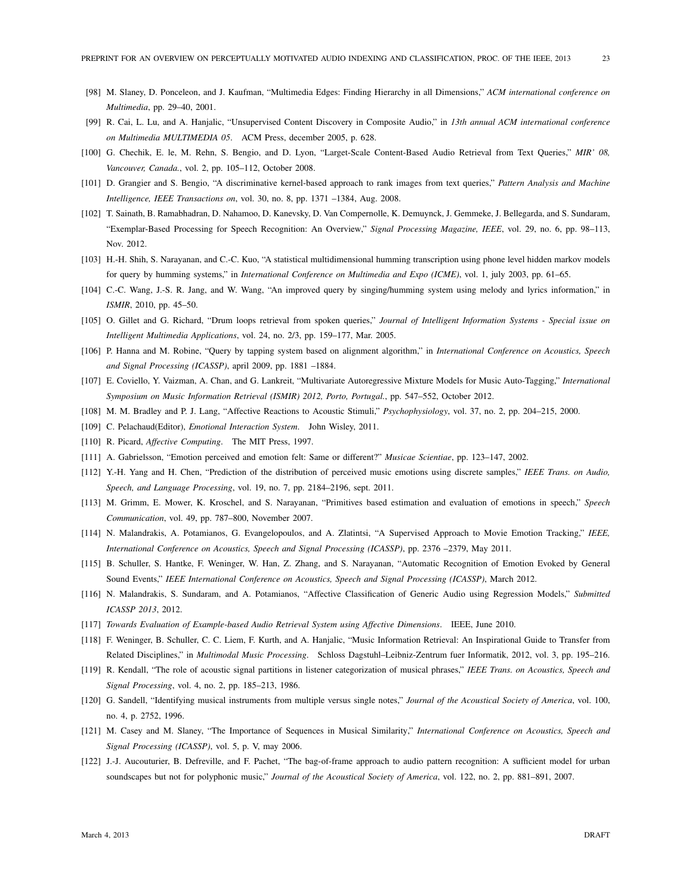[98] M. Slaney, D. Ponceleon, and J. Kaufman, “Multimedia Edges: Finding Hierarchy in all Dimensions,” *ACM international conference on Multimedia*, pp. 29–40, 2001.

[99] R. Cai, L. Lu, and A. Hanjalic, “Unsupervised Content Discovery in Composite Audio,” in *13th annual ACM international conference on Multimedia MULTIMEDIA 05*. ACM Press, december 2005, p. 628.

[100] G. Chechik, E. le, M. Rehn, S. Bengio, and D. Lyon, “Larget-Scale Content-Based Audio Retrieval from Text Queries,” *MIR' 08, Vancouver, Canada.*, vol. 2, pp. 105–112, October 2008.

[101] D. Grangier and S. Bengio, “A discriminative kernel-based approach to rank images from text queries,” *Pattern Analysis and Machine Intelligence, IEEE Transactions on*, vol. 30, no. 8, pp. 1371 –1384, Aug. 2008.

[102] T. Sainath, B. Ramabhadran, D. Nahamoo, D. Kanevsky, D. Van Compernolle, K. Demuynck, J. Gemmeke, J. Bellegarda, and S. Sundaram, “Exemplar-Based Processing for Speech Recognition: An Overview,” *Signal Processing Magazine, IEEE*, vol. 29, no. 6, pp. 98–113, Nov. 2012.

[103] H.-H. Shih, S. Narayanan, and C.-C. Kuo, “A statistical multidimensional humming transcription using phone level hidden markov models for query by humming systems,” in *International Conference on Multimedia and Expo (ICME)*, vol. 1, july 2003, pp. 61–65.

[104] C.-C. Wang, J.-S. R. Jang, and W. Wang, “An improved query by singing/humming system using melody and lyrics information,” in *ISMIR*, 2010, pp. 45–50.

[105] O. Gillet and G. Richard, “Drum loops retrieval from spoken queries,” *Journal of Intelligent Information Systems - Special issue on Intelligent Multimedia Applications*, vol. 24, no. 2/3, pp. 159–177, Mar. 2005.

[106] P. Hanna and M. Robine, “Query by tapping system based on alignment algorithm,” in *International Conference on Acoustics, Speech and Signal Processing (ICASSP)*, april 2009, pp. 1881 –1884.

[107] E. Coviello, Y. Vaizman, A. Chan, and G. Lankreit, “Multivariate Autoregressive Mixture Models for Music Auto-Tagging,” *International Symposium on Music Information Retrieval (ISMIR) 2012, Porto, Portugal.*, pp. 547–552, October 2012.

[108] M. M. Bradley and P. J. Lang, “Affective Reactions to Acoustic Stimuli,” *Psychophysiology*, vol. 37, no. 2, pp. 204–215, 2000.

[109] C. Pelachaud(Editor), *Emotional Interaction System*. John Wisley, 2011.

[110] R. Picard, *Affective Computing*. The MIT Press, 1997.

[111] A. Gabrielsson, “Emotion perceived and emotion felt: Same or different?” *Musicae Scientiae*, pp. 123–147, 2002.

[112] Y.-H. Yang and H. Chen, “Prediction of the distribution of perceived music emotions using discrete samples,” *IEEE Trans. on Audio, Speech, and Language Processing*, vol. 19, no. 7, pp. 2184–2196, sept. 2011.

[113] M. Grimm, E. Mower, K. Kroschel, and S. Narayanan, “Primitives based estimation and evaluation of emotions in speech,” *Speech Communication*, vol. 49, pp. 787–800, November 2007.

[114] N. Malandrakis, A. Potamianos, G. Evangelopoulos, and A. Zlatintsi, “A Supervised Approach to Movie Emotion Tracking,” *IEEE, International Conference on Acoustics, Speech and Signal Processing (ICASSP)*, pp. 2376 –2379, May 2011.

[115] B. Schuller, S. Hantke, F. Weninger, W. Han, Z. Zhang, and S. Narayanan, “Automatic Recognition of Emotion Evoked by General Sound Events,” *IEEE International Conference on Acoustics, Speech and Signal Processing (ICASSP)*, March 2012.

[116] N. Malandrakis, S. Sundaram, and A. Potamianos, “Affective Classification of Generic Audio using Regression Models,” *Submitted ICASSP 2013*, 2012.

[117] *Towards Evaluation of Example-based Audio Retrieval System using Affective Dimensions*. IEEE, June 2010.

[118] F. Weninger, B. Schuller, C. C. Liem, F. Kurth, and A. Hanjalic, “Music Information Retrieval: An Inspirational Guide to Transfer from Related Disciplines,” in *Multimodal Music Processing*. Schloss Dagstuhl–Leibniz-Zentrum fuer Informatik, 2012, vol. 3, pp. 195–216.

[119] R. Kendall, “The role of acoustic signal partitions in listener categorization of musical phrases,” *IEEE Trans. on Acoustics, Speech and Signal Processing*, vol. 4, no. 2, pp. 185–213, 1986.

[120] G. Sandell, “Identifying musical instruments from multiple versus single notes,” *Journal of the Acoustical Society of America*, vol. 100, no. 4, p. 2752, 1996.

[121] M. Casey and M. Slaney, “The Importance of Sequences in Musical Similarity,” *International Conference on Acoustics, Speech and Signal Processing (ICASSP)*, vol. 5, p. V, may 2006.

[122] J.-J. Aucouturier, B. Defreville, and F. Pachet, “The bag-of-frame approach to audio pattern recognition: A sufficient model for urban soundscapes but not for polyphonic music,” *Journal of the Acoustical Society of America*, vol. 122, no. 2, pp. 881–891, 2007.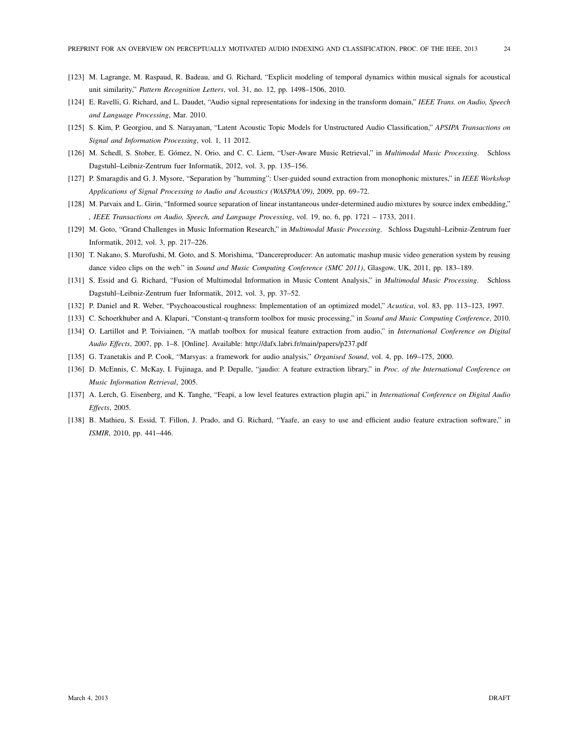[123] M. Lagrange, M. Raspaud, R. Badeau, and G. Richard, "Explicit modeling of temporal dynamics within musical signals for acoustical unit similarity," *Pattern Recognition Letters*, vol. 31, no. 12, pp. 1498–1506, 2010.

[124] E. Ravelli, G. Richard, and L. Daudet, "Audio signal representations for indexing in the transform domain," *IEEE Trans. on Audio, Speech and Language Processing*, Mar. 2010.

[125] S. Kim, P. Georgiou, and S. Narayanan, "Latent Acoustic Topic Models for Unstructured Audio Classification," *APSIPA Transactions on Signal and Information Processing*, vol. 1, 11 2012.

[126] M. Schedl, S. Stober, E. Gómez, N. Orio, and C. C. Liem, "User-Aware Music Retrieval," in *Multimodal Music Processing*. Schloss Dagstuhl–Leibniz-Zentrum fuer Informatik, 2012, vol. 3, pp. 135–156.

[127] P. Smaragdis and G. J. Mysore, "Separation by "humming": User-guided sound extraction from monophonic mixtures," in *IEEE Workshop Applications of Signal Processing to Audio and Acoustics (WASPAA'09)*, 2009, pp. 69–72.

[128] M. Parvaix and L. Girin, "Informed source separation of linear instantaneous under-determined audio mixtures by source index embedding," *, IEEE Transactions on Audio, Speech, and Language Processing*, vol. 19, no. 6, pp. 1721 – 1733, 2011.

[129] M. Goto, "Grand Challenges in Music Information Research," in *Multimodal Music Processing*. Schloss Dagstuhl–Leibniz-Zentrum fuer Informatik, 2012, vol. 3, pp. 217–226.

[130] T. Nakano, S. Murofushi, M. Goto, and S. Morishima, "Dancereproducer: An automatic mashup music video generation system by reusing dance video clips on the web." in *Sound and Music Computing Conference (SMC 2011)*, Glasgow, UK, 2011, pp. 183–189.

[131] S. Essid and G. Richard, "Fusion of Multimodal Information in Music Content Analysis," in *Multimodal Music Processing*. Schloss Dagstuhl–Leibniz-Zentrum fuer Informatik, 2012, vol. 3, pp. 37–52.

[132] P. Daniel and R. Weber, "Psychoacoustical roughness: Implementation of an optimized model," *Acustica*, vol. 83, pp. 113–123, 1997.

[133] C. Schoerkhuber and A. Klapuri, "Constant-q transform toolbox for music processing," in *Sound and Music Computing Conference*, 2010.

[134] O. Lartillot and P. Toiviainen, "A matlab toolbox for musical feature extraction from audio," in *International Conference on Digital Audio Effects*, 2007, pp. 1–8. [Online]. Available: http://dafx.labri.fr/main/papers/p237.pdf

[135] G. Tzanetakis and P. Cook, "Marsyas: a framework for audio analysis," *Organised Sound*, vol. 4, pp. 169–175, 2000.

[136] D. McEnnis, C. McKay, I. Fujinaga, and P. Depalle, "jaudio: A feature extraction library," in *Proc. of the International Conference on Music Information Retrieval*, 2005.

[137] A. Lerch, G. Eisenberg, and K. Tanghe, "Feapi, a low level features extraction plugin api," in *International Conference on Digital Audio Effects*, 2005.

[138] B. Mathieu, S. Essid, T. Fillon, J. Prado, and G. Richard, "Yaafe, an easy to use and efficient audio feature extraction software," in *ISMIR*, 2010, pp. 441–446.